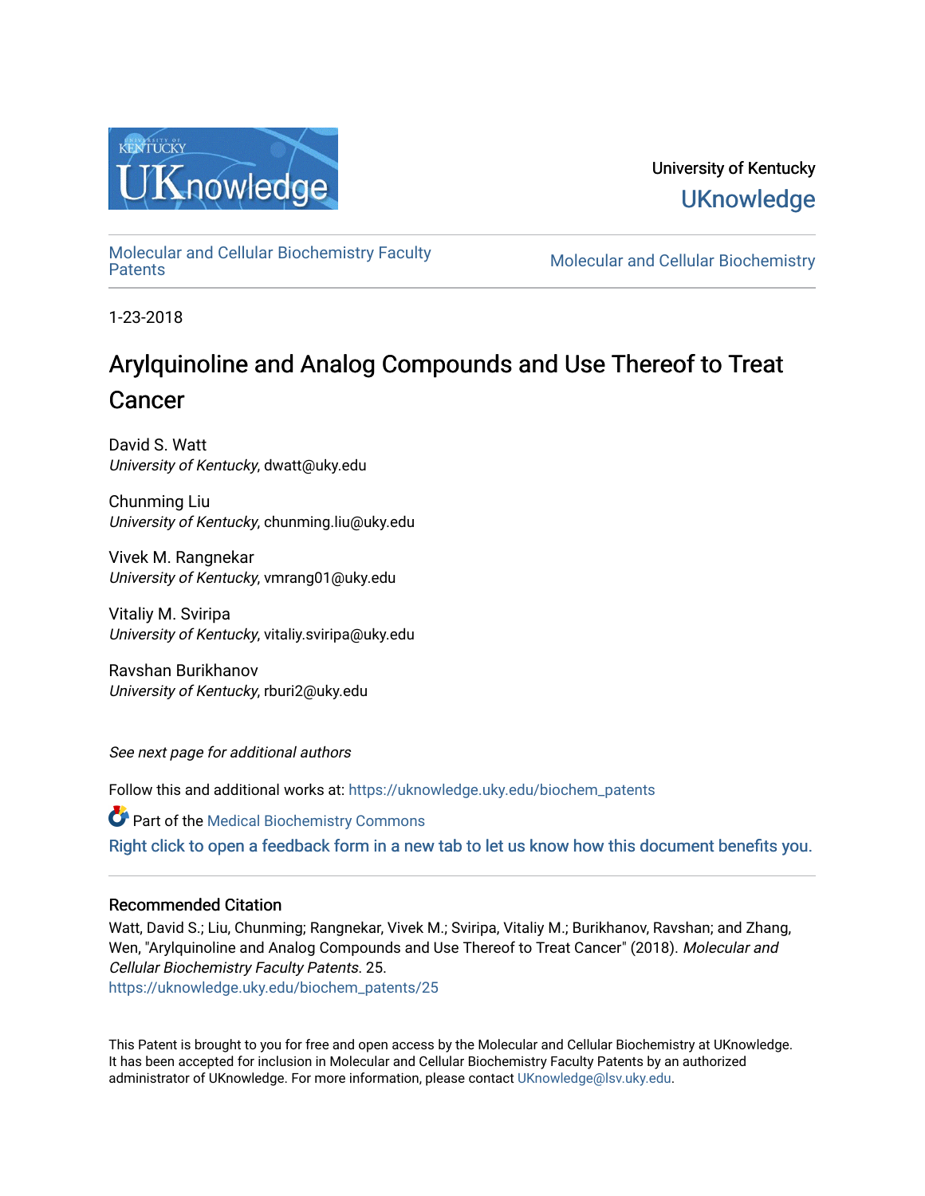University of Kentucky

UKnowledge

Molecular and Cellular Biochemistry Faculty Patents

Molecular and Cellular Biochemistry

1-23-2018

# Arylquinoline and Analog Compounds and Use Thereof to Treat Cancer

David S. Watt
*University of Kentucky*, dwatt@uky.edu

Chunming Liu
*University of Kentucky*, chunming.liu@uky.edu

Vivek M. Rangnekar
*University of Kentucky*, vmrang01@uky.edu

Vitaliy M. Sviripa
*University of Kentucky*, vitaliy.sviripa@uky.edu

Ravshan Burikhanov
*University of Kentucky*, rburi2@uky.edu

*See next page for additional authors*

Follow this and additional works at: https://uknowledge.uky.edu/biochem_patents

Part of the Medical Biochemistry Commons

Right click to open a feedback form in a new tab to let us know how this document benefits you.

### Recommended Citation

Watt, David S.; Liu, Chunming; Rangnekar, Vivek M.; Sviripa, Vitaliy M.; Burikhanov, Ravshan; and Zhang, Wen, "Arylquinoline and Analog Compounds and Use Thereof to Treat Cancer" (2018). *Molecular and Cellular Biochemistry Faculty Patents*. 25.
https://uknowledge.uky.edu/biochem_patents/25

This Patent is brought to you for free and open access by the Molecular and Cellular Biochemistry at UKnowledge. It has been accepted for inclusion in Molecular and Cellular Biochemistry Faculty Patents by an authorized administrator of UKnowledge. For more information, please contact UKnowledge@lsv.uky.edu.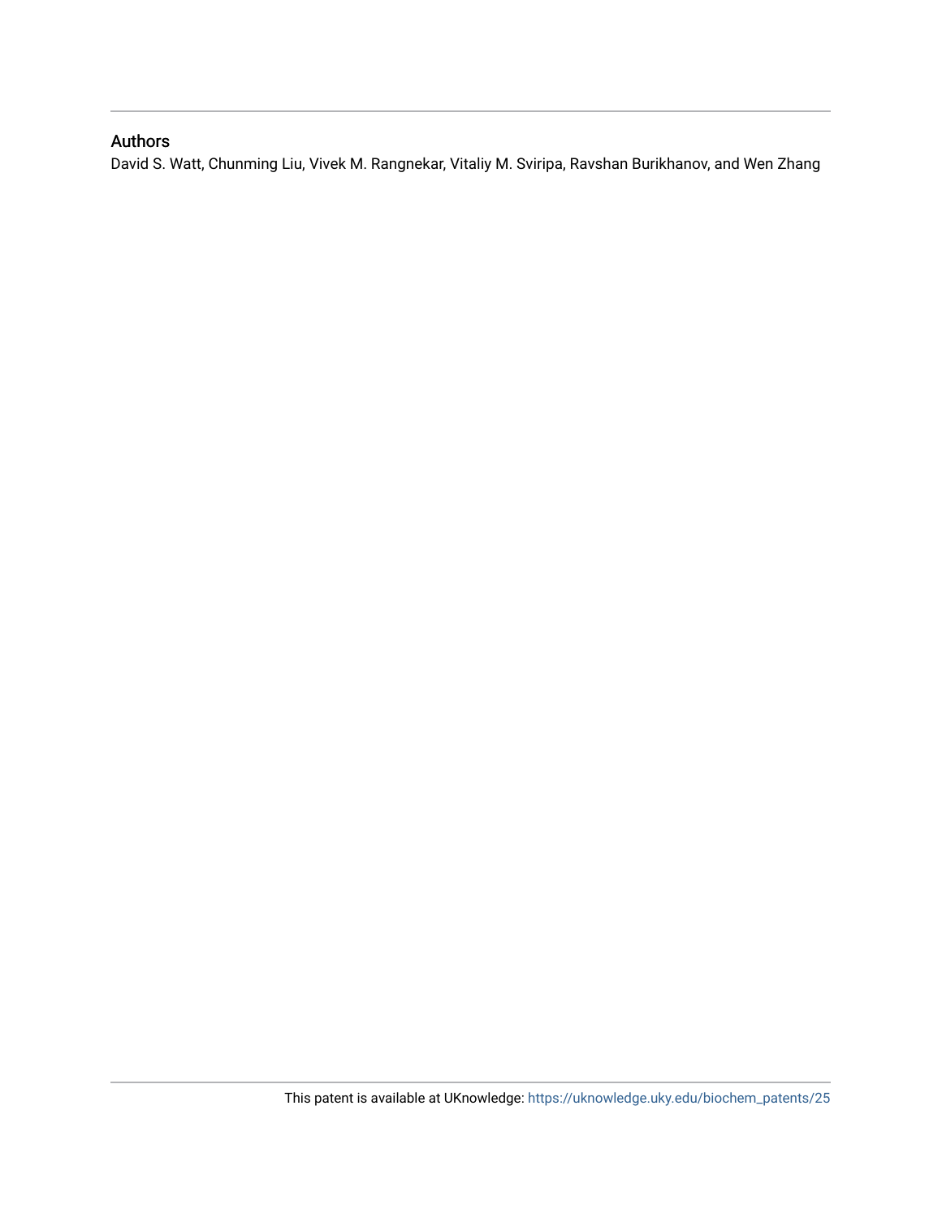## Authors

David S. Watt, Chunming Liu, Vivek M. Rangnekar, Vitaliy M. Sviripa, Ravshan Burikhanov, and Wen Zhang

This patent is available at UKnowledge: https://uknowledge.uky.edu/biochem_patents/25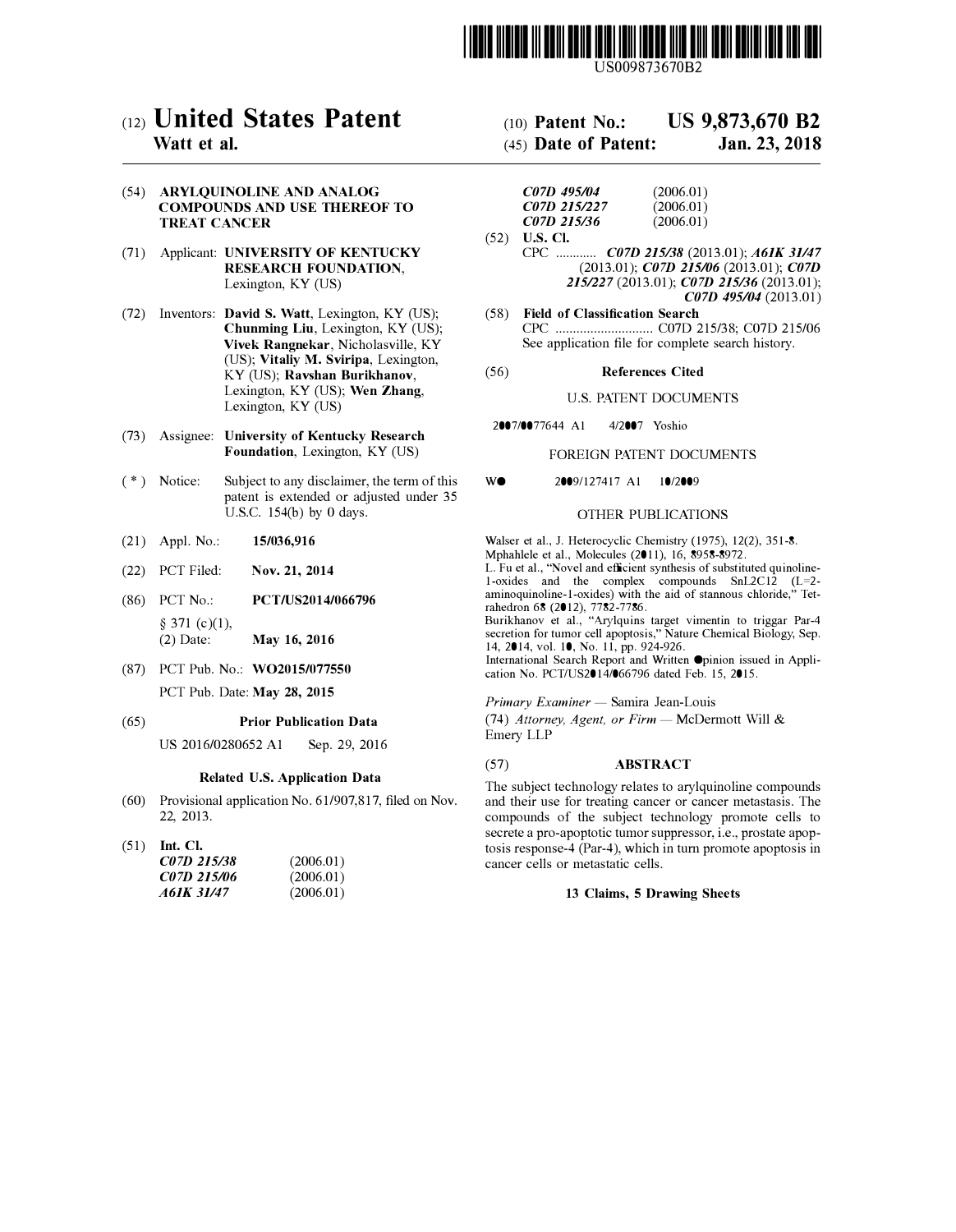US009873670B2

# (12) United States Patent
**Watt et al.**

(10) **Patent No.: US 9,873,670 B2**

(45) **Date of Patent: Jan. 23, 2018**

(54) **ARYLQUINOLINE AND ANALOG COMPOUNDS AND USE THEREOF TO TREAT CANCER**

(71) Applicant: **UNIVERSITY OF KENTUCKY RESEARCH FOUNDATION**, Lexington, KY (US)

(72) Inventors: **David S. Watt**, Lexington, KY (US); **Chunming Liu**, Lexington, KY (US); **Vivek Rangnekar**, Nicholasville, KY (US); **Vitaliy M. Sviripa**, Lexington, KY (US); **Ravshan Burikhanov**, Lexington, KY (US); **Wen Zhang**, Lexington, KY (US)

(73) Assignee: **University of Kentucky Research Foundation**, Lexington, KY (US)

( * ) Notice: Subject to any disclaimer, the term of this patent is extended or adjusted under 35 U.S.C. 154(b) by 0 days.

(21) Appl. No.: **15/036,916**

(22) PCT Filed: **Nov. 21, 2014**

(86) PCT No.: **PCT/US2014/066796**

§ 371 (c)(1),
(2) Date: **May 16, 2016**

(87) PCT Pub. No.: **WO2015/077550**

PCT Pub. Date: **May 28, 2015**

(65) **Prior Publication Data**

US 2016/0280652 A1 Sep. 29, 2016

**Related U.S. Application Data**

(60) Provisional application No. 61/907,817, filed on Nov. 22, 2013.

(51) **Int. Cl.**

| | |
|---|---|
| *C07D 215/38* | (2006.01) |
| *C07D 215/06* | (2006.01) |
| *A61K 31/47* | (2006.01) |
| *C07D 495/04* | (2006.01) |
| *C07D 215/227* | (2006.01) |
| *C07D 215/36* | (2006.01) |

(52) **U.S. Cl.**
CPC ............ ***C07D 215/38*** (2013.01); ***A61K 31/47*** (2013.01); ***C07D 215/06*** (2013.01); ***C07D 215/227*** (2013.01); ***C07D 215/36*** (2013.01); ***C07D 495/04*** (2013.01)

(58) **Field of Classification Search**
CPC ............................ C07D 215/38; C07D 215/06
See application file for complete search history.

(56) **References Cited**

U.S. PATENT DOCUMENTS

2007/0077644 A1 4/2007 Yoshio

FOREIGN PATENT DOCUMENTS

WO 2009/127417 A1 10/2009

OTHER PUBLICATIONS

Walser et al., J. Heterocyclic Chemistry (1975), 12(2), 351-8.
Mphahlele et al., Molecules (2011), 16, 8958-8972.
L. Fu et al., "Novel and efficient synthesis of substituted quinoline-1-oxides and the complex compounds SnL2Cl2 (L=2-aminoquinoline-1-oxides) with the aid of stannous chloride," Tetrahedron 68 (2012), 7782-7786.
Burikhanov et al., "Arylquins target vimentin to triggar Par-4 secretion for tumor cell apoptosis," Nature Chemical Biology, Sep. 14, 2014, vol. 10, No. 11, pp. 924-926.
International Search Report and Written Opinion issued in Application No. PCT/US2014/066796 dated Feb. 15, 2015.

*Primary Examiner* — Samira Jean-Louis

(74) *Attorney, Agent, or Firm* — McDermott Will & Emery LLP

(57) **ABSTRACT**

The subject technology relates to arylquinoline compounds and their use for treating cancer or cancer metastasis. The compounds of the subject technology promote cells to secrete a pro-apoptotic tumor suppressor, i.e., prostate apoptosis response-4 (Par-4), which in turn promote apoptosis in cancer cells or metastatic cells.

**13 Claims, 5 Drawing Sheets**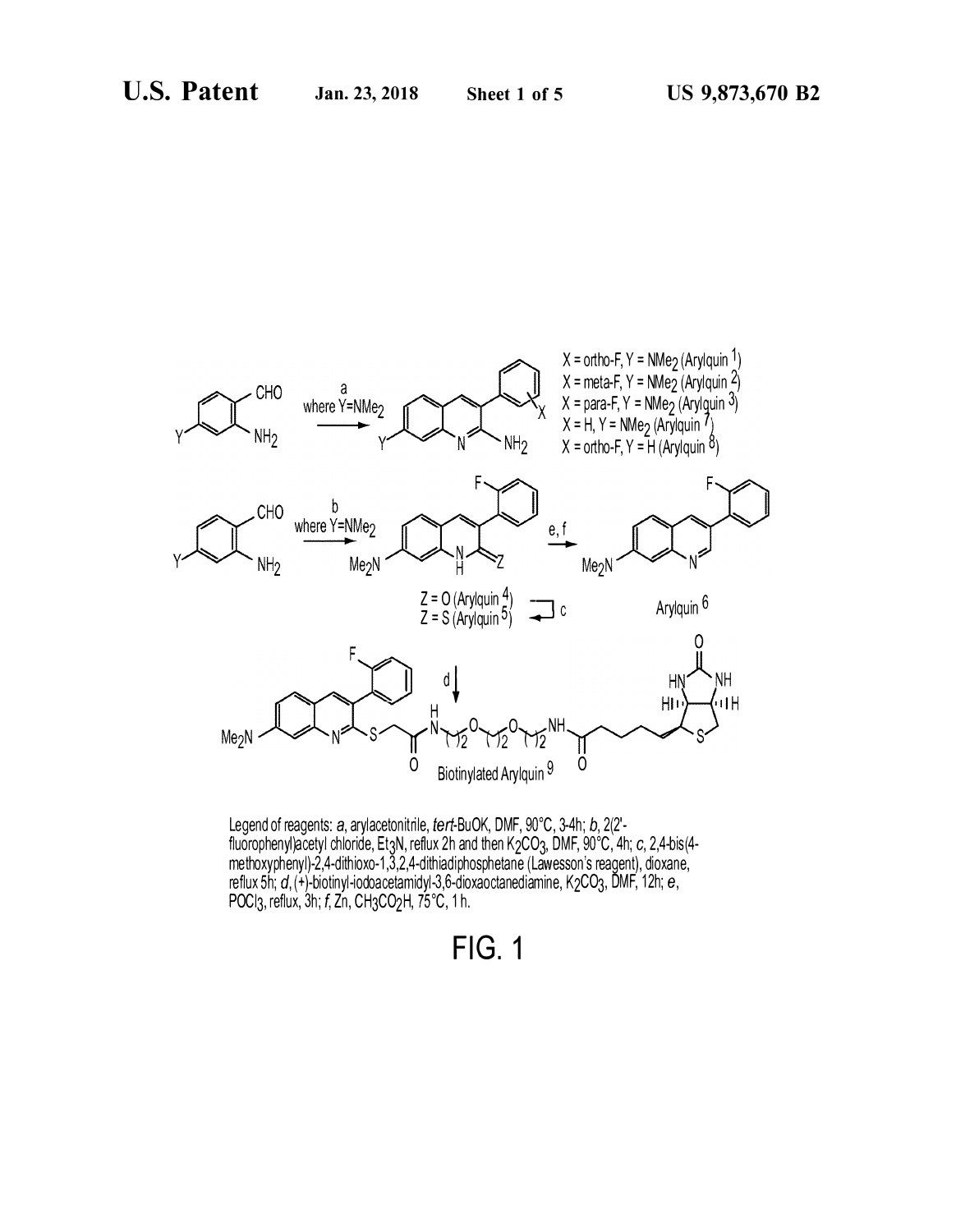X = ortho-F, Y = $NMe_2$ (Arylquin 1)
X = meta-F, Y = $NMe_2$ (Arylquin 2)
X = para-F, Y = $NMe_2$ (Arylquin 3)
X = H, Y = $NMe_2$ (Arylquin 7)
X = ortho-F, Y = H (Arylquin 8)

a where Y=$NMe_2$

b where Y=$NMe_2$

Z = O (Arylquin 4)
Z = S (Arylquin 5)

c

e, f

Arylquin 6

d

Biotinylated Arylquin 9

Legend of reagents: *a*, arylacetonitrile, *tert*-BuOK, DMF, 90°C, 3-4h; *b*, 2(2'-fluorophenyl)acetyl chloride, $Et_3N$, reflux 2h and then $K_2CO_3$, DMF, 90°C, 4h; *c*, 2,4-bis(4-methoxyphenyl)-2,4-dithioxo-1,3,2,4-dithiadiphosphetane (Lawesson's reagent), dioxane, reflux 5h; *d*, (+)-biotinyl-iodoacetamidyl-3,6-dioxaoctanediamine, $K_2CO_3$, DMF, 12h; *e*, $POCl_3$, reflux, 3h; *f*, Zn, $CH_3CO_2H$, 75°C, 1 h.

FIG. 1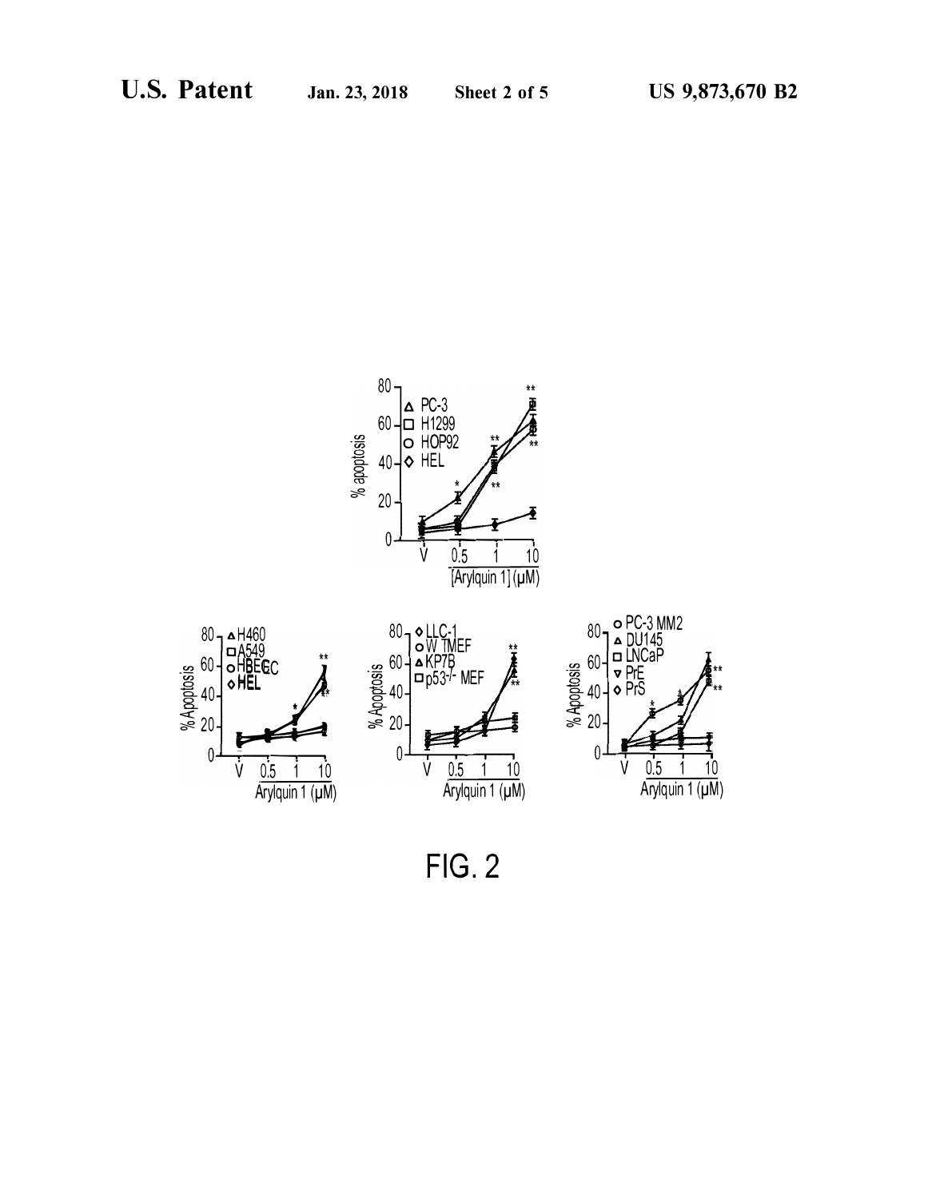FIG. 2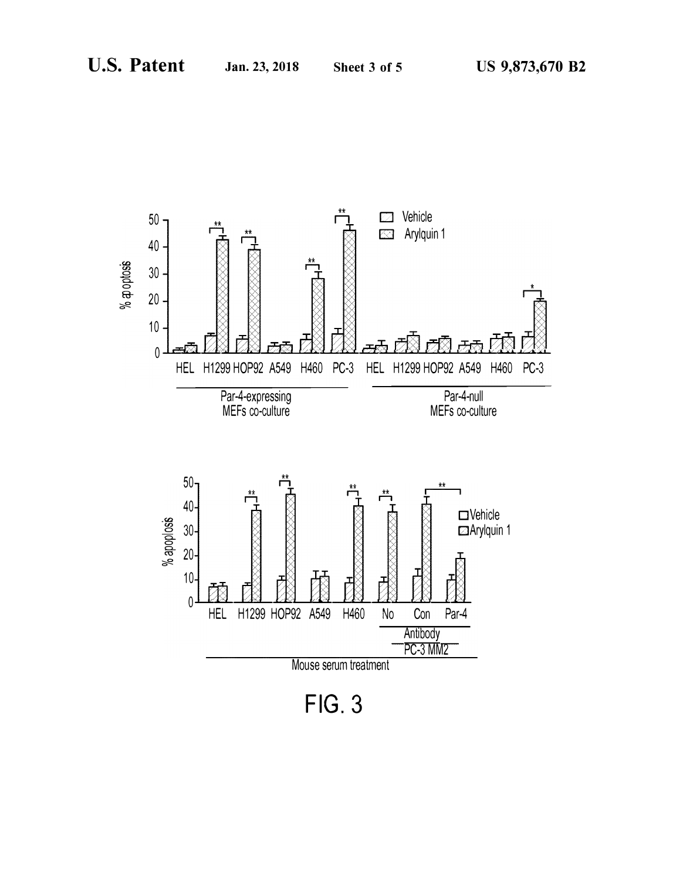FIG. 3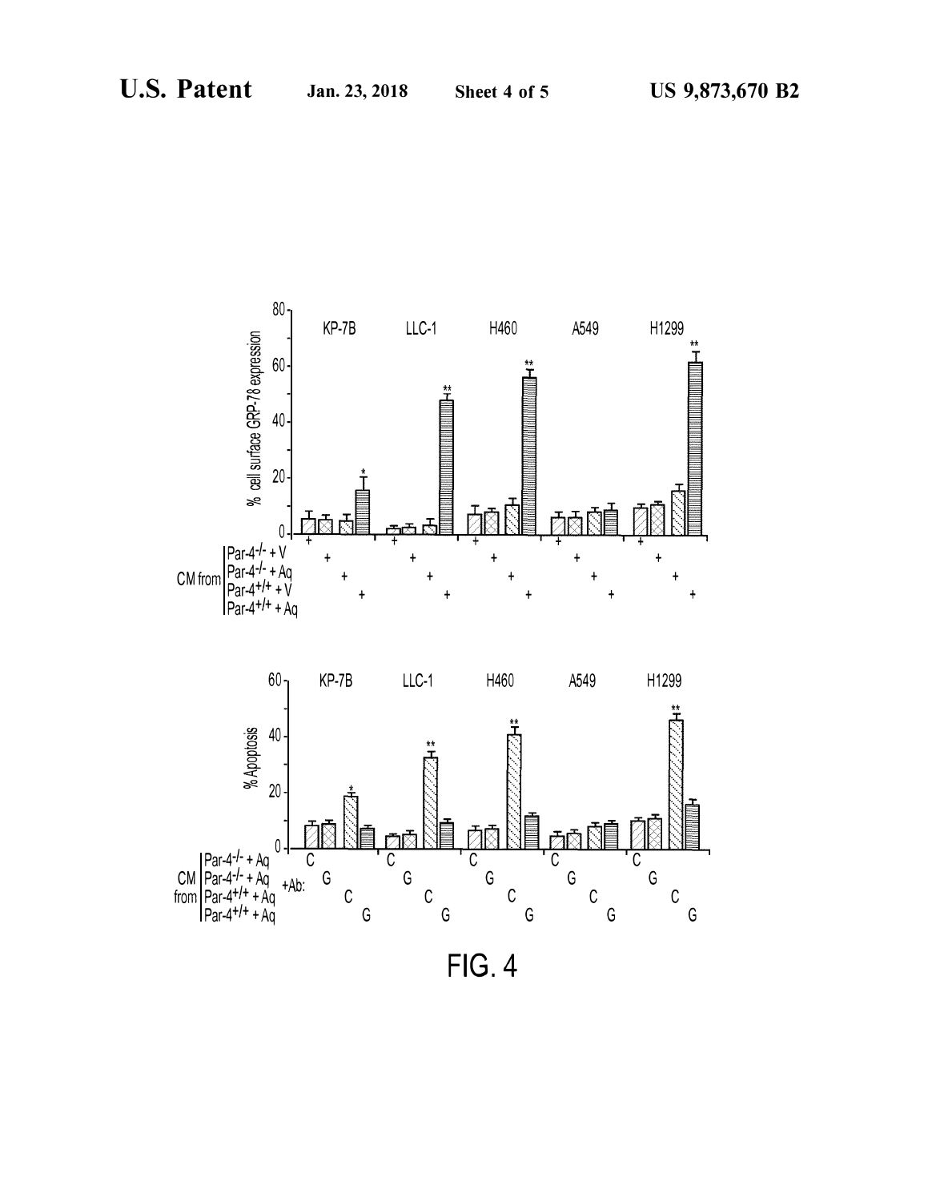FIG. 4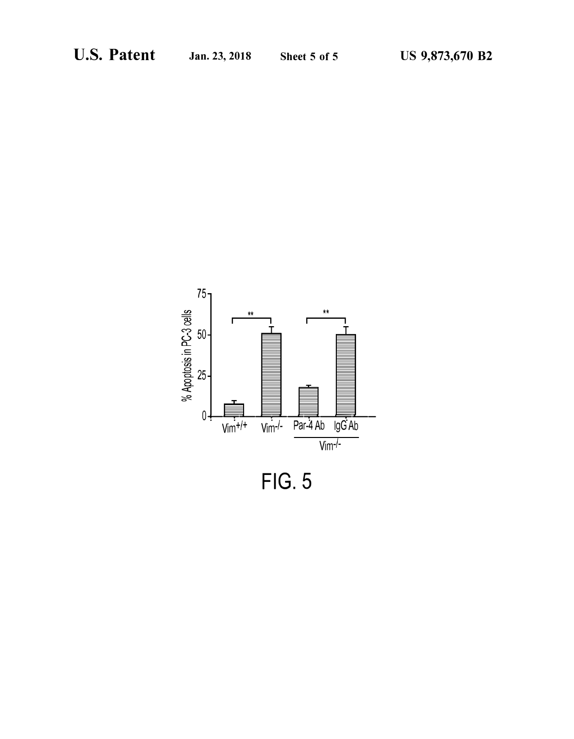FIG. 5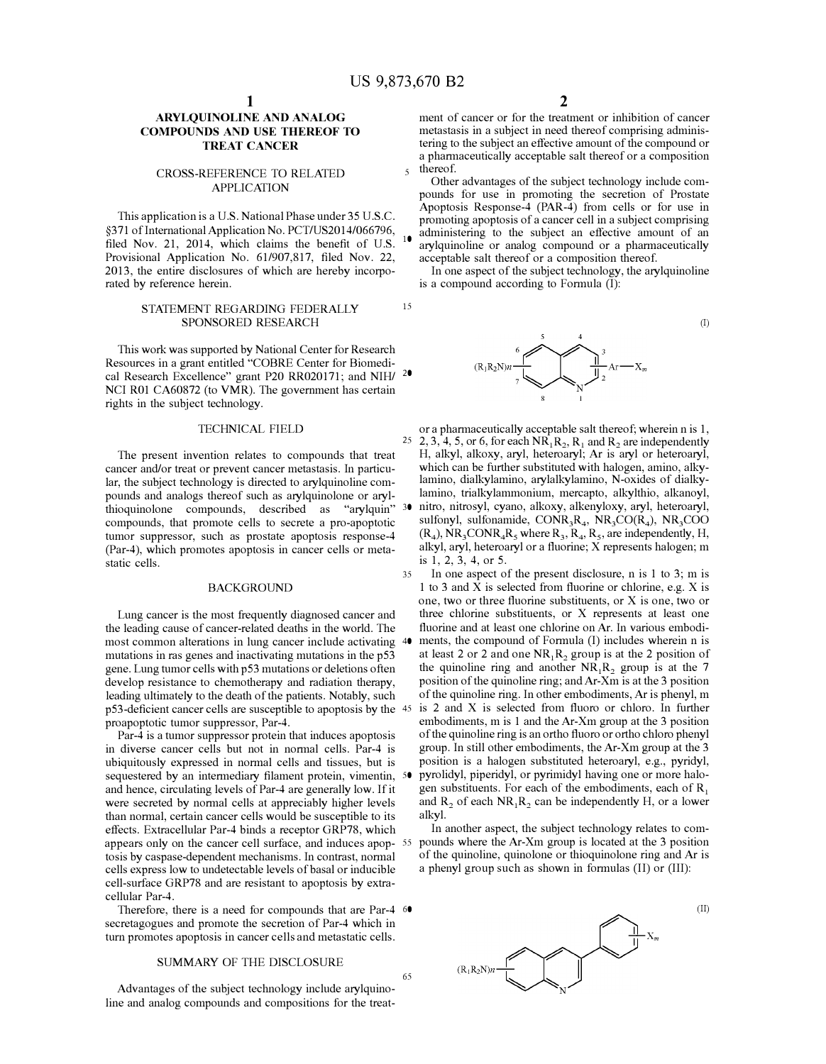# ARYLQUINOLINE AND ANALOG COMPOUNDS AND USE THEREOF TO TREAT CANCER

## CROSS-REFERENCE TO RELATED APPLICATION

This application is a U.S. National Phase under 35 U.S.C. §371 of International Application No. PCT/US2014/066796, filed Nov. 21, 2014, which claims the benefit of U.S. Provisional Application No. 61/907,817, filed Nov. 22, 2013, the entire disclosures of which are hereby incorporated by reference herein.

## STATEMENT REGARDING FEDERALLY SPONSORED RESEARCH

This work was supported by National Center for Research Resources in a grant entitled "COBRE Center for Biomedical Research Excellence" grant P20 RR020171; and NIH/NCI R01 CA60872 (to VMR). The government has certain rights in the subject technology.

## TECHNICAL FIELD

The present invention relates to compounds that treat cancer and/or treat or prevent cancer metastasis. In particular, the subject technology is directed to arylquinoline compounds and analogs thereof such as arylquinolone or arylthioquinolone compounds, described as "arylquin" compounds, that promote cells to secrete a pro-apoptotic tumor suppressor, such as prostate apoptosis response-4 (Par-4), which promotes apoptosis in cancer cells or metastatic cells.

## BACKGROUND

Lung cancer is the most frequently diagnosed cancer and the leading cause of cancer-related deaths in the world. The most common alterations in lung cancer include activating mutations in ras genes and inactivating mutations in the p53 gene. Lung tumor cells with p53 mutations or deletions often develop resistance to chemotherapy and radiation therapy, leading ultimately to the death of the patients. Notably, such p53-deficient cancer cells are susceptible to apoptosis by the proapoptotic tumor suppressor, Par-4.

Par-4 is a tumor suppressor protein that induces apoptosis in diverse cancer cells but not in normal cells. Par-4 is ubiquitously expressed in normal cells and tissues, but is sequestered by an intermediary filament protein, vimentin, and hence, circulating levels of Par-4 are generally low. If it were secreted by normal cells at appreciably higher levels than normal, certain cancer cells would be susceptible to its effects. Extracellular Par-4 binds a receptor GRP78, which appears only on the cancer cell surface, and induces apoptosis by caspase-dependent mechanisms. In contrast, normal cells express low to undetectable levels of basal or inducible cell-surface GRP78 and are resistant to apoptosis by extracellular Par-4.

Therefore, there is a need for compounds that are Par-4 secretagogues and promote the secretion of Par-4 which in turn promotes apoptosis in cancer cells and metastatic cells.

## SUMMARY OF THE DISCLOSURE

Advantages of the subject technology include arylquinoline and analog compounds and compositions for the treatment of cancer or for the treatment or inhibition of cancer metastasis in a subject in need thereof comprising administering to the subject an effective amount of the compound or a pharmaceutically acceptable salt thereof or a composition thereof.

Other advantages of the subject technology include compounds for use in promoting the secretion of Prostate Apoptosis Response-4 (PAR-4) from cells or for use in promoting apoptosis of a cancer cell in a subject comprising administering to the subject an effective amount of an arylquinoline or analog compound or a pharmaceutically acceptable salt thereof or a composition thereof.

In one aspect of the subject technology, the arylquinoline is a compound according to Formula (I):

$$(R_1R_2N)_n\text{-[quinoline]-Ar—}X_m \quad \text{(I)}$$

or a pharmaceutically acceptable salt thereof; wherein n is 1, 2, 3, 4, 5, or 6, for each $NR_1R_2$, $R_1$ and $R_2$ are independently H, alkyl, alkoxy, aryl, heteroaryl; Ar is aryl or heteroaryl, which can be further substituted with halogen, amino, alkylamino, dialkylamino, arylalkylamino, N-oxides of dialkylamino, trialkylammonium, mercapto, alkylthio, alkanoyl, nitro, nitrosyl, cyano, alkoxy, alkenyloxy, aryl, heteroaryl, sulfonyl, sulfonamide, $CONR_3R_4$, $NR_3CO(R_4)$, $NR_3COO(R_4)$, $NR_3CONR_4R_5$ where $R_3$, $R_4$, $R_5$, are independently, H, alkyl, aryl, heteroaryl or a fluorine; X represents halogen; m is 1, 2, 3, 4, or 5.

In one aspect of the present disclosure, n is 1 to 3; m is 1 to 3 and X is selected from fluorine or chlorine, e.g. X is one, two or three fluorine substituents, or X is one, two or three chlorine substituents, or X represents at least one fluorine and at least one chlorine on Ar. In various embodiments, the compound of Formula (I) includes wherein n is at least 2 or 2 and one $NR_1R_2$ group is at the 2 position of the quinoline ring and another $NR_1R_2$ group is at the 7 position of the quinoline ring; and Ar-Xm is at the 3 position of the quinoline ring. In other embodiments, Ar is phenyl, m is 2 and X is selected from fluoro or chloro. In further embodiments, m is 1 and the Ar-Xm group at the 3 position of the quinoline ring is an ortho fluoro or ortho chloro phenyl group. In still other embodiments, the Ar-Xm group at the 3 position is a halogen substituted heteroaryl, e.g., pyridyl, pyrolidyl, piperidyl, or pyrimidyl having one or more halogen substituents. For each of the embodiments, each of $R_1$ and $R_2$ of each $NR_1R_2$ can be independently H, or a lower alkyl.

In another aspect, the subject technology relates to compounds where the Ar-Xm group is located at the 3 position of the quinoline, quinolone or thioquinolone ring and Ar is a phenyl group such as shown in formulas (II) or (III):

$$(R_1R_2N)_n\text{-[quinoline]-3-(phenyl-}X_m) \quad \text{(II)}$$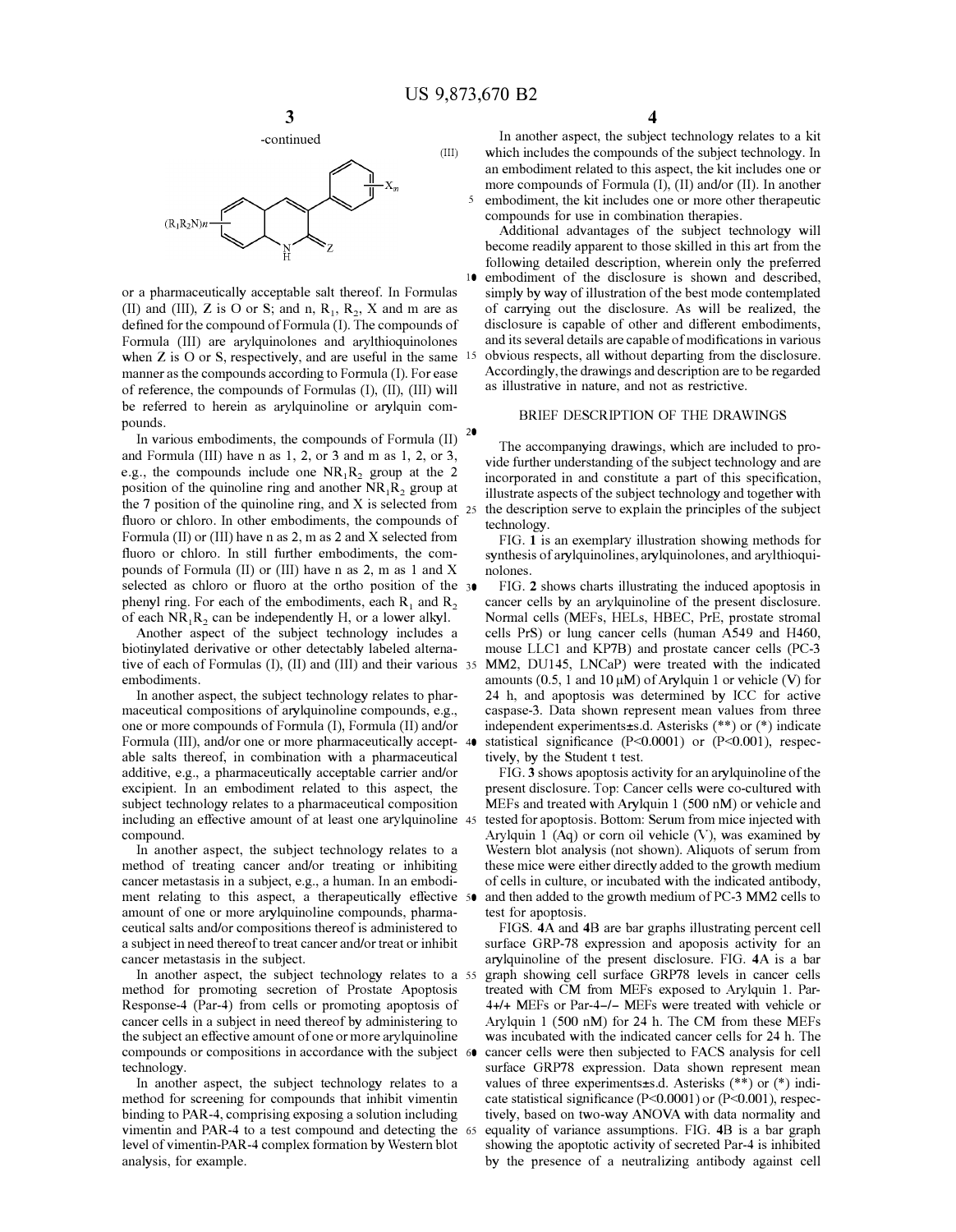-continued

(III)

$(R_1R_2N)n$ — [chemical structure of Formula (III): quinoline ring with $X_m$-substituted phenyl at position 3, NH at position 1, and =Z at position 2]

or a pharmaceutically acceptable salt thereof. In Formulas (II) and (III), Z is O or S; and n, $R_1$, $R_2$, X and m are as defined for the compound of Formula (I). The compounds of Formula (III) are arylquinolones and arylthioquinolones when Z is O or S, respectively, and are useful in the same manner as the compounds according to Formula (I). For ease of reference, the compounds of Formulas (I), (II), (III) will be referred to herein as arylquinoline or arylquin compounds.

In various embodiments, the compounds of Formula (II) and Formula (III) have n as 1, 2, or 3 and m as 1, 2, or 3, e.g., the compounds include one $NR_1R_2$ group at the 2 position of the quinoline ring and another $NR_1R_2$ group at the 7 position of the quinoline ring, and X is selected from fluoro or chloro. In other embodiments, the compounds of Formula (II) or (III) have n as 2, m as 2 and X selected from fluoro or chloro. In still further embodiments, the compounds of Formula (II) or (III) have n as 2, m as 1 and X selected as chloro or fluoro at the ortho position of the phenyl ring. For each of the embodiments, each $R_1$ and $R_2$ of each $NR_1R_2$ can be independently H, or a lower alkyl.

Another aspect of the subject technology includes a biotinylated derivative or other detectably labeled alternative of each of Formulas (I), (II) and (III) and their various embodiments.

In another aspect, the subject technology relates to pharmaceutical compositions of arylquinoline compounds, e.g., one or more compounds of Formula (I), Formula (II) and/or Formula (III), and/or one or more pharmaceutically acceptable salts thereof, in combination with a pharmaceutical additive, e.g., a pharmaceutically acceptable carrier and/or excipient. In an embodiment related to this aspect, the subject technology relates to a pharmaceutical composition including an effective amount of at least one arylquinoline compound.

In another aspect, the subject technology relates to a method of treating cancer and/or treating or inhibiting cancer metastasis in a subject, e.g., a human. In an embodiment relating to this aspect, a therapeutically effective amount of one or more arylquinoline compounds, pharmaceutical salts and/or compositions thereof is administered to a subject in need thereof to treat cancer and/or treat or inhibit cancer metastasis in the subject.

In another aspect, the subject technology relates to a method for promoting secretion of Prostate Apoptosis Response-4 (Par-4) from cells or promoting apoptosis of cancer cells in a subject in need thereof by administering to the subject an effective amount of one or more arylquinoline compounds or compositions in accordance with the subject technology.

In another aspect, the subject technology relates to a method for screening for compounds that inhibit vimentin binding to PAR-4, comprising exposing a solution including vimentin and PAR-4 to a test compound and detecting the level of vimentin-PAR-4 complex formation by Western blot analysis, for example.

In another aspect, the subject technology relates to a kit which includes the compounds of the subject technology. In an embodiment related to this aspect, the kit includes one or more compounds of Formula (I), (II) and/or (II). In another embodiment, the kit includes one or more other therapeutic compounds for use in combination therapies.

Additional advantages of the subject technology will become readily apparent to those skilled in this art from the following detailed description, wherein only the preferred embodiment of the disclosure is shown and described, simply by way of illustration of the best mode contemplated of carrying out the disclosure. As will be realized, the disclosure is capable of other and different embodiments, and its several details are capable of modifications in various obvious respects, all without departing from the disclosure. Accordingly, the drawings and description are to be regarded as illustrative in nature, and not as restrictive.

## BRIEF DESCRIPTION OF THE DRAWINGS

The accompanying drawings, which are included to provide further understanding of the subject technology and are incorporated in and constitute a part of this specification, illustrate aspects of the subject technology and together with the description serve to explain the principles of the subject technology.

FIG. 1 is an exemplary illustration showing methods for synthesis of arylquinolines, arylquinolones, and arylthioquinolones.

FIG. 2 shows charts illustrating the induced apoptosis in cancer cells by an arylquinoline of the present disclosure. Normal cells (MEFs, HELs, HBEC, PrE, prostate stromal cells PrS) or lung cancer cells (human A549 and H460, mouse LLC1 and KP7B) and prostate cancer cells (PC-3 MM2, DU145, LNCaP) were treated with the indicated amounts (0.5, 1 and 10 μM) of Arylquin 1 or vehicle (V) for 24 h, and apoptosis was determined by ICC for active caspase-3. Data shown represent mean values from three independent experiments±s.d. Asterisks (**) or (*) indicate statistical significance ($P<0.0001$) or ($P<0.001$), respectively, by the Student t test.

FIG. 3 shows apoptosis activity for an arylquinoline of the present disclosure. Top: Cancer cells were co-cultured with MEFs and treated with Arylquin 1 (500 nM) or vehicle and tested for apoptosis. Bottom: Serum from mice injected with Arylquin 1 (Aq) or corn oil vehicle (V), was examined by Western blot analysis (not shown). Aliquots of serum from these mice were either directly added to the growth medium of cells in culture, or incubated with the indicated antibody, and then added to the growth medium of PC-3 MM2 cells to test for apoptosis.

FIGS. 4A and 4B are bar graphs illustrating percent cell surface GRP-78 expression and apoposis activity for an arylquinoline of the present disclosure. FIG. 4A is a bar graph showing cell surface GRP78 levels in cancer cells treated with CM from MEFs exposed to Arylquin 1. Par-4+/+ MEFs or Par-4−/− MEFs were treated with vehicle or Arylquin 1 (500 nM) for 24 h. The CM from these MEFs was incubated with the indicated cancer cells for 24 h. The cancer cells were then subjected to FACS analysis for cell surface GRP78 expression. Data shown represent mean values of three experiments±s.d. Asterisks (**) or (*) indicate statistical significance ($P<0.0001$) or ($P<0.001$), respectively, based on two-way ANOVA with data normality and equality of variance assumptions. FIG. 4B is a bar graph showing the apoptotic activity of secreted Par-4 is inhibited by the presence of a neutralizing antibody against cell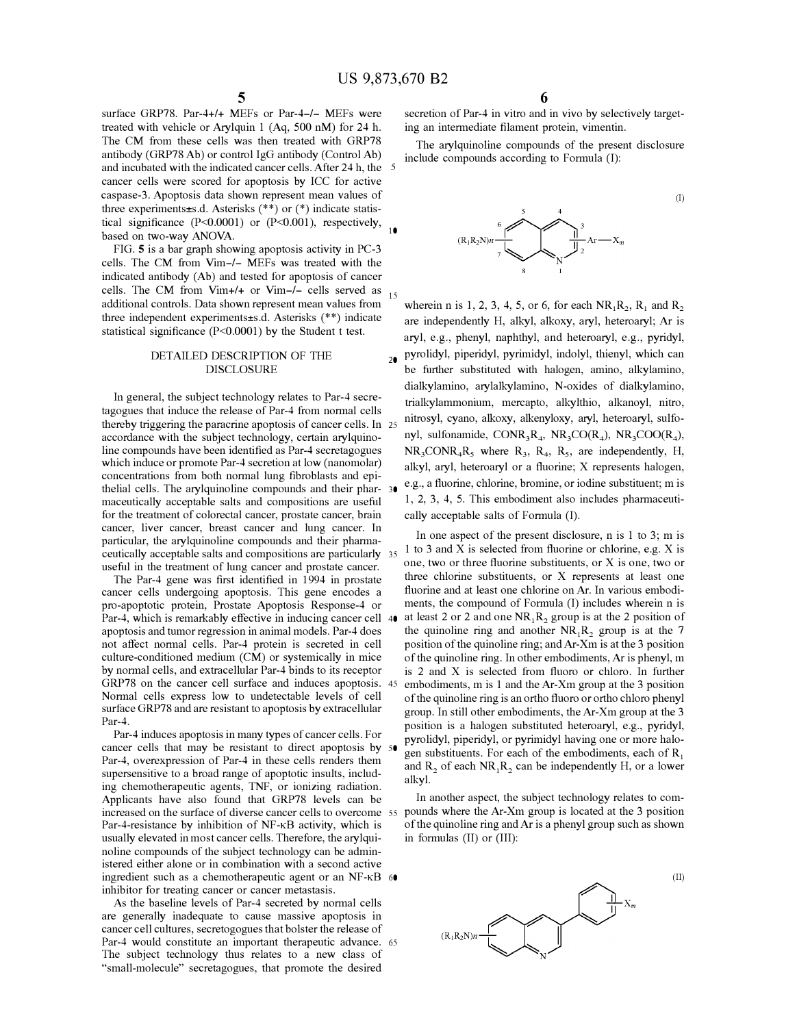surface GRP78. Par-4+/+ MEFs or Par-4−/− MEFs were treated with vehicle or Arylquin 1 (Aq, 500 nM) for 24 h. The CM from these cells was then treated with GRP78 antibody (GRP78 Ab) or control IgG antibody (Control Ab) and incubated with the indicated cancer cells. After 24 h, the cancer cells were scored for apoptosis by ICC for active caspase-3. Apoptosis data shown represent mean values of three experiments±s.d. Asterisks (**) or (*) indicate statistical significance ($P<0.0001$) or ($P<0.001$), respectively, based on two-way ANOVA.

FIG. **5** is a bar graph showing apoptosis activity in PC-3 cells. The CM from Vim−/− MEFs was treated with the indicated antibody (Ab) and tested for apoptosis of cancer cells. The CM from Vim+/+ or Vim−/− cells served as additional controls. Data shown represent mean values from three independent experiments±s.d. Asterisks (**) indicate statistical significance ($P<0.0001$) by the Student t test.

## DETAILED DESCRIPTION OF THE DISCLOSURE

In general, the subject technology relates to Par-4 secretagogues that induce the release of Par-4 from normal cells thereby triggering the paracrine apoptosis of cancer cells. In accordance with the subject technology, certain arylquinoline compounds have been identified as Par-4 secretagogues which induce or promote Par-4 secretion at low (nanomolar) concentrations from both normal lung fibroblasts and epithelial cells. The arylquinoline compounds and their pharmaceutically acceptable salts and compositions are useful for the treatment of colorectal cancer, prostate cancer, brain cancer, liver cancer, breast cancer and lung cancer. In particular, the arylquinoline compounds and their pharmaceutically acceptable salts and compositions are particularly useful in the treatment of lung cancer and prostate cancer.

The Par-4 gene was first identified in 1994 in prostate cancer cells undergoing apoptosis. This gene encodes a pro-apoptotic protein, Prostate Apoptosis Response-4 or Par-4, which is remarkably effective in inducing cancer cell apoptosis and tumor regression in animal models. Par-4 does not affect normal cells. Par-4 protein is secreted in cell culture-conditioned medium (CM) or systemically in mice by normal cells, and extracellular Par-4 binds to its receptor GRP78 on the cancer cell surface and induces apoptosis. Normal cells express low to undetectable levels of cell surface GRP78 and are resistant to apoptosis by extracellular Par-4.

Par-4 induces apoptosis in many types of cancer cells. For cancer cells that may be resistant to direct apoptosis by Par-4, overexpression of Par-4 in these cells renders them supersensitive to a broad range of apoptotic insults, including chemotherapeutic agents, TNF, or ionizing radiation. Applicants have also found that GRP78 levels can be increased on the surface of diverse cancer cells to overcome Par-4-resistance by inhibition of NF-κB activity, which is usually elevated in most cancer cells. Therefore, the arylquinoline compounds of the subject technology can be administered either alone or in combination with a second active ingredient such as a chemotherapeutic agent or an NF-κB inhibitor for treating cancer or cancer metastasis.

As the baseline levels of Par-4 secreted by normal cells are generally inadequate to cause massive apoptosis in cancer cell cultures, secretogogues that bolster the release of Par-4 would constitute an important therapeutic advance. The subject technology thus relates to a new class of "small-molecule" secretagogues, that promote the desired secretion of Par-4 in vitro and in vivo by selectively targeting an intermediate filament protein, vimentin.

The arylquinoline compounds of the present disclosure include compounds according to Formula (I):

(I)

wherein n is 1, 2, 3, 4, 5, or 6, for each $NR_1R_2$, $R_1$ and $R_2$ are independently H, alkyl, alkoxy, aryl, heteroaryl; Ar is aryl, e.g., phenyl, naphthyl, and heteroaryl, e.g., pyridyl, pyrolidyl, piperidyl, pyrimidyl, indolyl, thienyl, which can be further substituted with halogen, amino, alkylamino, dialkylamino, arylalkylamino, N-oxides of dialkylamino, trialkylammonium, mercapto, alkylthio, alkanoyl, nitro, nitrosyl, cyano, alkoxy, alkenyloxy, aryl, heteroaryl, sulfonyl, sulfonamide, $CONR_3R_4$, $NR_3CO(R_4)$, $NR_3COO(R_4)$, $NR_3CONR_4R_5$ where $R_3$, $R_4$, $R_5$, are independently, H, alkyl, aryl, heteroaryl or a fluorine; X represents halogen, e.g., a fluorine, chlorine, bromine, or iodine substituent; m is 1, 2, 3, 4, 5. This embodiment also includes pharmaceutically acceptable salts of Formula (I).

In one aspect of the present disclosure, n is 1 to 3; m is 1 to 3 and X is selected from fluorine or chlorine, e.g. X is one, two or three fluorine substituents, or X is one, two or three chlorine substituents, or X represents at least one fluorine and at least one chlorine on Ar. In various embodiments, the compound of Formula (I) includes wherein n is at least 2 or 2 and one $NR_1R_2$ group is at the 2 position of the quinoline ring and another $NR_1R_2$ group is at the 7 position of the quinoline ring; and Ar-Xm is at the 3 position of the quinoline ring. In other embodiments, Ar is phenyl, m is 2 and X is selected from fluoro or chloro. In further embodiments, m is 1 and the Ar-Xm group at the 3 position of the quinoline ring is an ortho fluoro or ortho chloro phenyl group. In still other embodiments, the Ar-Xm group at the 3 position is a halogen substituted heteroaryl, e.g., pyridyl, pyrolidyl, piperidyl, or pyrimidyl having one or more halogen substituents. For each of the embodiments, each of $R_1$ and $R_2$ of each $NR_1R_2$ can be independently H, or a lower alkyl.

In another aspect, the subject technology relates to compounds where the Ar-Xm group is located at the 3 position of the quinoline ring and Ar is a phenyl group such as shown in formulas (II) or (III):

(II)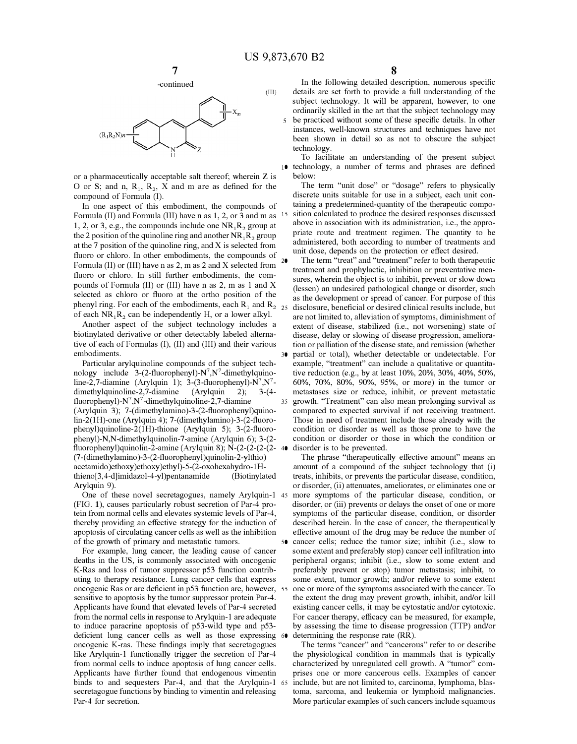-continued

(III)

[Chemical structure of Formula (III): a quinoline-type ring bearing $(R_1R_2N)n$ substituent(s), a phenyl ring substituted with $X_m$ at the 3-position, and a 2-position $=Z$ group adjacent to N–H]

or a pharmaceutically acceptable salt thereof; wherein Z is O or S; and n, $R_1$, $R_2$, X and m are as defined for the compound of Formula (I).

In one aspect of this embodiment, the compounds of Formula (II) and Formula (III) have n as 1, 2, or 3 and m as 1, 2, or 3, e.g., the compounds include one $NR_1R_2$ group at the 2 position of the quinoline ring and another $NR_1R_2$ group at the 7 position of the quinoline ring, and X is selected from fluoro or chloro. In other embodiments, the compounds of Formula (II) or (III) have n as 2, m as 2 and X selected from fluoro or chloro. In still further embodiments, the compounds of Formula (II) or (III) have n as 2, m as 1 and X selected as chloro or fluoro at the ortho position of the phenyl ring. For each of the embodiments, each $R_1$ and $R_2$ of each $NR_1R_2$ can be independently H, or a lower alkyl.

Another aspect of the subject technology includes a biotinylated derivative or other detectably labeled alternative of each of Formulas (I), (II) and (III) and their various embodiments.

Particular arylquinoline compounds of the subject technology include 3-(2-fluorophenyl)-$N^7$,$N^7$-dimethylquinoline-2,7-diamine (Arylquin 1); 3-(3-fluorophenyl)-$N^7$,$N^7$-dimethylquinoline-2,7-diamine (Arylquin 2); 3-(4-fluorophenyl)-$N^7$,$N^7$-dimethylquinoline-2,7-diamine (Arylquin 3); 7-(dimethylamino)-3-(2-fluorophenyl)quinolin-2(1H)-one (Arylquin 4); 7-(dimethylamino)-3-(2-fluorophenyl)quinoline-2(1H)-thione (Arylquin 5); 3-(2-fluorophenyl)-N,N-dimethylquinolin-7-amine (Arylquin 6); 3-(2-fluorophenyl)quinolin-2-amine (Arylquin 8); N-(2-(2-(2-(2-(7-(dimethylamino)-3-(2-fluorophenyl)quinolin-2-ylthio)acetamido)ethoxy)ethoxy)ethyl)-5-(2-oxohexahydro-1H-thieno[3,4-d]imidazol-4-yl)pentanamide (Biotinylated Arylquin 9).

One of these novel secretagogues, namely Arylquin-1 (FIG. 1), causes particularly robust secretion of Par-4 protein from normal cells and elevates systemic levels of Par-4, thereby providing an effective strategy for the induction of apoptosis of circulating cancer cells as well as the inhibition of the growth of primary and metastatic tumors.

For example, lung cancer, the leading cause of cancer deaths in the US, is commonly associated with oncogenic K-Ras and loss of tumor suppressor p53 function contributing to therapy resistance. Lung cancer cells that express oncogenic Ras or are deficient in p53 function are, however, sensitive to apoptosis by the tumor suppressor protein Par-4. Applicants have found that elevated levels of Par-4 secreted from the normal cells in response to Arylquin-1 are adequate to induce paracrine apoptosis of p53-wild type and p53-deficient lung cancer cells as well as those expressing oncogenic K-ras. These findings imply that secretagogues like Arylquin-1 functionally trigger the secretion of Par-4 from normal cells to induce apoptosis of lung cancer cells. Applicants have further found that endogenous vimentin binds to and sequesters Par-4, and that the Arylquin-1 secretagogue functions by binding to vimentin and releasing Par-4 for secretion.

In the following detailed description, numerous specific details are set forth to provide a full understanding of the subject technology. It will be apparent, however, to one ordinarily skilled in the art that the subject technology may be practiced without some of these specific details. In other instances, well-known structures and techniques have not been shown in detail so as not to obscure the subject technology.

To facilitate an understanding of the present subject technology, a number of terms and phrases are defined below:

The term "unit dose" or "dosage" refers to physically discrete units suitable for use in a subject, each unit containing a predetermined-quantity of the therapeutic composition calculated to produce the desired responses discussed above in association with its administration, i.e., the appropriate route and treatment regimen. The quantity to be administered, both according to number of treatments and unit dose, depends on the protection or effect desired.

The term "treat" and "treatment" refer to both therapeutic treatment and prophylactic, inhibition or preventative measures, wherein the object is to inhibit, prevent or slow down (lessen) an undesired pathological change or disorder, such as the development or spread of cancer. For purpose of this disclosure, beneficial or desired clinical results include, but are not limited to, alleviation of symptoms, diminishment of extent of disease, stabilized (i.e., not worsening) state of disease, delay or slowing of disease progression, amelioration or palliation of the disease state, and remission (whether partial or total), whether detectable or undetectable. For example, "treatment" can include a qualitative or quantitative reduction (e.g., by at least 10%, 20%, 30%, 40%, 50%, 60%, 70%, 80%, 90%, 95%, or more) in the tumor or metastases size or reduce, inhibit, or prevent metastatic growth. "Treatment" can also mean prolonging survival as compared to expected survival if not receiving treatment. Those in need of treatment include those already with the condition or disorder as well as those prone to have the condition or disorder or those in which the condition or disorder is to be prevented.

The phrase "therapeutically effective amount" means an amount of a compound of the subject technology that (i) treats, inhibits, or prevents the particular disease, condition, or disorder, (ii) attenuates, ameliorates, or eliminates one or more symptoms of the particular disease, condition, or disorder, or (iii) prevents or delays the onset of one or more symptoms of the particular disease, condition, or disorder described herein. In the case of cancer, the therapeutically effective amount of the drug may be reduce the number of cancer cells; reduce the tumor size; inhibit (i.e., slow to some extent and preferably stop) cancer cell infiltration into peripheral organs; inhibit (i.e., slow to some extent and preferably prevent or stop) tumor metastasis; inhibit, to some extent, tumor growth; and/or relieve to some extent one or more of the symptoms associated with the cancer. To the extent the drug may prevent growth, inhibit, and/or kill existing cancer cells, it may be cytostatic and/or cytotoxic. For cancer therapy, efficacy can be measured, for example, by assessing the time to disease progression (TTP) and/or determining the response rate (RR).

The terms "cancer" and "cancerous" refer to or describe the physiological condition in mammals that is typically characterized by unregulated cell growth. A "tumor" comprises one or more cancerous cells. Examples of cancer include, but are not limited to, carcinoma, lymphoma, blastoma, sarcoma, and leukemia or lymphoid malignancies. More particular examples of such cancers include squamous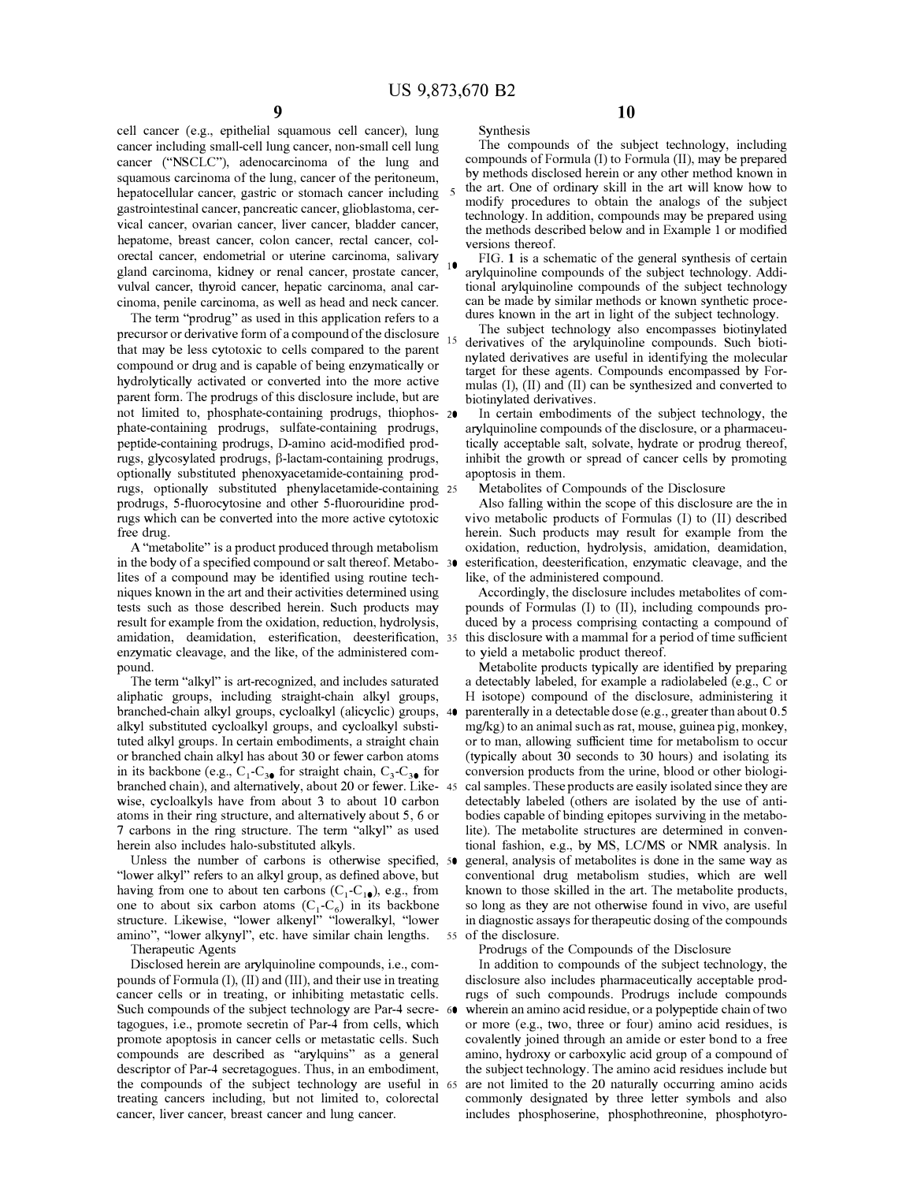cell cancer (e.g., epithelial squamous cell cancer), lung cancer including small-cell lung cancer, non-small cell lung cancer ("NSCLC"), adenocarcinoma of the lung and squamous carcinoma of the lung, cancer of the peritoneum, hepatocellular cancer, gastric or stomach cancer including gastrointestinal cancer, pancreatic cancer, glioblastoma, cervical cancer, ovarian cancer, liver cancer, bladder cancer, hepatome, breast cancer, colon cancer, rectal cancer, colorectal cancer, endometrial or uterine carcinoma, salivary gland carcinoma, kidney or renal cancer, prostate cancer, vulval cancer, thyroid cancer, hepatic carcinoma, anal carcinoma, penile carcinoma, as well as head and neck cancer.

The term "prodrug" as used in this application refers to a precursor or derivative form of a compound of the disclosure that may be less cytotoxic to cells compared to the parent compound or drug and is capable of being enzymatically or hydrolytically activated or converted into the more active parent form. The prodrugs of this disclosure include, but are not limited to, phosphate-containing prodrugs, thiophosphate-containing prodrugs, sulfate-containing prodrugs, peptide-containing prodrugs, D-amino acid-modified prodrugs, glycosylated prodrugs, β-lactam-containing prodrugs, optionally substituted phenoxyacetamide-containing prodrugs, optionally substituted phenylacetamide-containing prodrugs, 5-fluorocytosine and other 5-fluorouridine prodrugs which can be converted into the more active cytotoxic free drug.

A "metabolite" is a product produced through metabolism in the body of a specified compound or salt thereof. Metabolites of a compound may be identified using routine techniques known in the art and their activities determined using tests such as those described herein. Such products may result for example from the oxidation, reduction, hydrolysis, amidation, deamidation, esterification, deesterification, enzymatic cleavage, and the like, of the administered compound.

The term "alkyl" is art-recognized, and includes saturated aliphatic groups, including straight-chain alkyl groups, branched-chain alkyl groups, cycloalkyl (alicyclic) groups, alkyl substituted cycloalkyl groups, and cycloalkyl substituted alkyl groups. In certain embodiments, a straight chain or branched chain alkyl has about 30 or fewer carbon atoms in its backbone (e.g., $C_1$-$C_{30}$ for straight chain, $C_3$-$C_{30}$ for branched chain), and alternatively, about 20 or fewer. Likewise, cycloalkyls have from about 3 to about 10 carbon atoms in their ring structure, and alternatively about 5, 6 or 7 carbons in the ring structure. The term "alkyl" as used herein also includes halo-substituted alkyls.

Unless the number of carbons is otherwise specified, "lower alkyl" refers to an alkyl group, as defined above, but having from one to about ten carbons ($C_1$-$C_{10}$), e.g., from one to about six carbon atoms ($C_1$-$C_6$) in its backbone structure. Likewise, "lower alkenyl" "loweralkyl, "lower amino", "lower alkynyl", etc. have similar chain lengths.

Therapeutic Agents

Disclosed herein are arylquinoline compounds, i.e., compounds of Formula (I), (II) and (III), and their use in treating cancer cells or in treating, or inhibiting metastatic cells. Such compounds of the subject technology are Par-4 secretagogues, i.e., promote secretin of Par-4 from cells, which promote apoptosis in cancer cells or metastatic cells. Such compounds are described as "arylquins" as a general descriptor of Par-4 secretagogues. Thus, in an embodiment, the compounds of the subject technology are useful in treating cancers including, but not limited to, colorectal cancer, liver cancer, breast cancer and lung cancer.

Synthesis

The compounds of the subject technology, including compounds of Formula (I) to Formula (II), may be prepared by methods disclosed herein or any other method known in the art. One of ordinary skill in the art will know how to modify procedures to obtain the analogs of the subject technology. In addition, compounds may be prepared using the methods described below and in Example 1 or modified versions thereof.

FIG. 1 is a schematic of the general synthesis of certain arylquinoline compounds of the subject technology. Additional arylquinoline compounds of the subject technology can be made by similar methods or known synthetic procedures known in the art in light of the subject technology.

The subject technology also encompasses biotinylated derivatives of the arylquinoline compounds. Such biotinylated derivatives are useful in identifying the molecular target for these agents. Compounds encompassed by Formulas (I), (II) and (II) can be synthesized and converted to biotinylated derivatives.

In certain embodiments of the subject technology, the arylquinoline compounds of the disclosure, or a pharmaceutically acceptable salt, solvate, hydrate or prodrug thereof, inhibit the growth or spread of cancer cells by promoting apoptosis in them.

Metabolites of Compounds of the Disclosure

Also falling within the scope of this disclosure are the in vivo metabolic products of Formulas (I) to (II) described herein. Such products may result for example from the oxidation, reduction, hydrolysis, amidation, deamidation, esterification, deesterification, enzymatic cleavage, and the like, of the administered compound.

Accordingly, the disclosure includes metabolites of compounds of Formulas (I) to (II), including compounds produced by a process comprising contacting a compound of this disclosure with a mammal for a period of time sufficient to yield a metabolic product thereof.

Metabolite products typically are identified by preparing a detectably labeled, for example a radiolabeled (e.g., C or H isotope) compound of the disclosure, administering it parenterally in a detectable dose (e.g., greater than about 0.5 mg/kg) to an animal such as rat, mouse, guinea pig, monkey, or to man, allowing sufficient time for metabolism to occur (typically about 30 seconds to 30 hours) and isolating its conversion products from the urine, blood or other biological samples. These products are easily isolated since they are detectably labeled (others are isolated by the use of antibodies capable of binding epitopes surviving in the metabolite). The metabolite structures are determined in conventional fashion, e.g., by MS, LC/MS or NMR analysis. In general, analysis of metabolites is done in the same way as conventional drug metabolism studies, which are well known to those skilled in the art. The metabolite products, so long as they are not otherwise found in vivo, are useful in diagnostic assays for therapeutic dosing of the compounds of the disclosure.

Prodrugs of the Compounds of the Disclosure

In addition to compounds of the subject technology, the disclosure also includes pharmaceutically acceptable prodrugs of such compounds. Prodrugs include compounds wherein an amino acid residue, or a polypeptide chain of two or more (e.g., two, three or four) amino acid residues, is covalently joined through an amide or ester bond to a free amino, hydroxy or carboxylic acid group of a compound of the subject technology. The amino acid residues include but are not limited to the 20 naturally occurring amino acids commonly designated by three letter symbols and also includes phosphoserine, phosphothreonine, phosphotyro-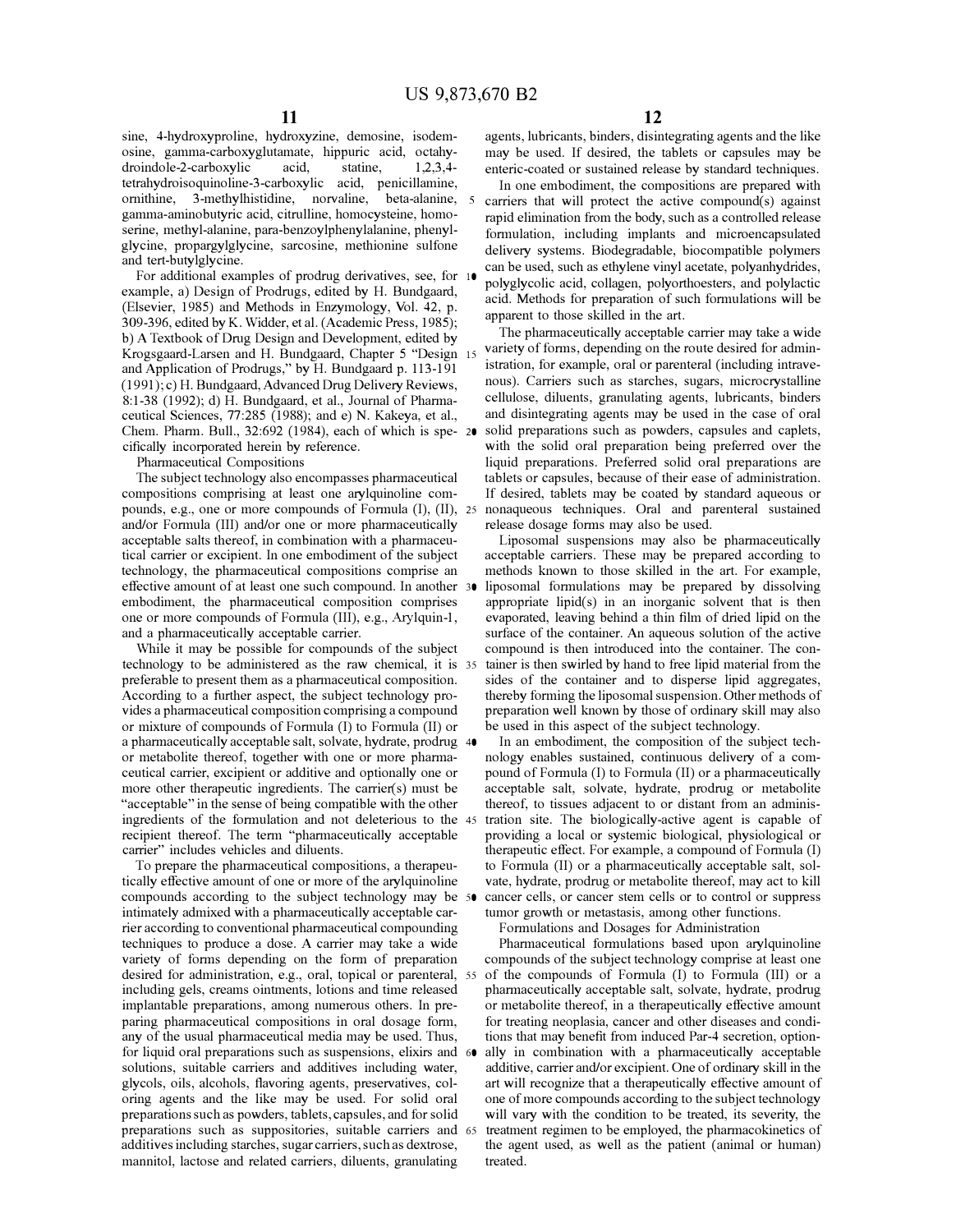sine, 4-hydroxyproline, hydroxyzine, demosine, isodemosine, gamma-carboxyglutamate, hippuric acid, octahydroindole-2-carboxylic acid, statine, 1,2,3,4-tetrahydroisoquinoline-3-carboxylic acid, penicillamine, ornithine, 3-methylhistidine, norvaline, beta-alanine, gamma-aminobutyric acid, citrulline, homocysteine, homoserine, methyl-alanine, para-benzoylphenylalanine, phenylglycine, propargylglycine, sarcosine, methionine sulfone and tert-butylglycine.

For additional examples of prodrug derivatives, see, for example, a) Design of Prodrugs, edited by H. Bundgaard, (Elsevier, 1985) and Methods in Enzymology, Vol. 42, p. 309-396, edited by K. Widder, et al. (Academic Press, 1985); b) A Textbook of Drug Design and Development, edited by Krogsgaard-Larsen and H. Bundgaard, Chapter 5 "Design and Application of Prodrugs," by H. Bundgaard p. 113-191 (1991); c) H. Bundgaard, Advanced Drug Delivery Reviews, 8:1-38 (1992); d) H. Bundgaard, et al., Journal of Pharmaceutical Sciences, 77:285 (1988); and e) N. Kakeya, et al., Chem. Pharm. Bull., 32:692 (1984), each of which is specifically incorporated herein by reference.

Pharmaceutical Compositions

The subject technology also encompasses pharmaceutical compositions comprising at least one arylquinoline compounds, e.g., one or more compounds of Formula (I), (II), and/or Formula (III) and/or one or more pharmaceutically acceptable salts thereof, in combination with a pharmaceutical carrier or excipient. In one embodiment of the subject technology, the pharmaceutical compositions comprise an effective amount of at least one such compound. In another embodiment, the pharmaceutical composition comprises one or more compounds of Formula (III), e.g., Arylquin-1, and a pharmaceutically acceptable carrier.

While it may be possible for compounds of the subject technology to be administered as the raw chemical, it is preferable to present them as a pharmaceutical composition. According to a further aspect, the subject technology provides a pharmaceutical composition comprising a compound or mixture of compounds of Formula (I) to Formula (II) or a pharmaceutically acceptable salt, solvate, hydrate, prodrug or metabolite thereof, together with one or more pharmaceutical carrier, excipient or additive and optionally one or more other therapeutic ingredients. The carrier(s) must be "acceptable" in the sense of being compatible with the other ingredients of the formulation and not deleterious to the recipient thereof. The term "pharmaceutically acceptable carrier" includes vehicles and diluents.

To prepare the pharmaceutical compositions, a therapeutically effective amount of one or more of the arylquinoline compounds according to the subject technology may be intimately admixed with a pharmaceutically acceptable carrier according to conventional pharmaceutical compounding techniques to produce a dose. A carrier may take a wide variety of forms depending on the form of preparation desired for administration, e.g., oral, topical or parenteral, including gels, creams ointments, lotions and time released implantable preparations, among numerous others. In preparing pharmaceutical compositions in oral dosage form, any of the usual pharmaceutical media may be used. Thus, for liquid oral preparations such as suspensions, elixirs and solutions, suitable carriers and additives including water, glycols, oils, alcohols, flavoring agents, preservatives, coloring agents and the like may be used. For solid oral preparations such as powders, tablets, capsules, and for solid preparations such as suppositories, suitable carriers and additives including starches, sugar carriers, such as dextrose, mannitol, lactose and related carriers, diluents, granulating agents, lubricants, binders, disintegrating agents and the like may be used. If desired, the tablets or capsules may be enteric-coated or sustained release by standard techniques.

In one embodiment, the compositions are prepared with carriers that will protect the active compound(s) against rapid elimination from the body, such as a controlled release formulation, including implants and microencapsulated delivery systems. Biodegradable, biocompatible polymers can be used, such as ethylene vinyl acetate, polyanhydrides, polyglycolic acid, collagen, polyorthoesters, and polylactic acid. Methods for preparation of such formulations will be apparent to those skilled in the art.

The pharmaceutically acceptable carrier may take a wide variety of forms, depending on the route desired for administration, for example, oral or parenteral (including intravenous). Carriers such as starches, sugars, microcrystalline cellulose, diluents, granulating agents, lubricants, binders and disintegrating agents may be used in the case of oral solid preparations such as powders, capsules and caplets, with the solid oral preparation being preferred over the liquid preparations. Preferred solid oral preparations are tablets or capsules, because of their ease of administration. If desired, tablets may be coated by standard aqueous or nonaqueous techniques. Oral and parenteral sustained release dosage forms may also be used.

Liposomal suspensions may also be pharmaceutically acceptable carriers. These may be prepared according to methods known to those skilled in the art. For example, liposomal formulations may be prepared by dissolving appropriate lipid(s) in an inorganic solvent that is then evaporated, leaving behind a thin film of dried lipid on the surface of the container. An aqueous solution of the active compound is then introduced into the container. The container is then swirled by hand to free lipid material from the sides of the container and to disperse lipid aggregates, thereby forming the liposomal suspension. Other methods of preparation well known by those of ordinary skill may also be used in this aspect of the subject technology.

In an embodiment, the composition of the subject technology enables sustained, continuous delivery of a compound of Formula (I) to Formula (II) or a pharmaceutically acceptable salt, solvate, hydrate, prodrug or metabolite thereof, to tissues adjacent to or distant from an administration site. The biologically-active agent is capable of providing a local or systemic biological, physiological or therapeutic effect. For example, a compound of Formula (I) to Formula (II) or a pharmaceutically acceptable salt, solvate, hydrate, prodrug or metabolite thereof, may act to kill cancer cells, or cancer stem cells or to control or suppress tumor growth or metastasis, among other functions.

Formulations and Dosages for Administration

Pharmaceutical formulations based upon arylquinoline compounds of the subject technology comprise at least one of the compounds of Formula (I) to Formula (III) or a pharmaceutically acceptable salt, solvate, hydrate, prodrug or metabolite thereof, in a therapeutically effective amount for treating neoplasia, cancer and other diseases and conditions that may benefit from induced Par-4 secretion, optionally in combination with a pharmaceutically acceptable additive, carrier and/or excipient. One of ordinary skill in the art will recognize that a therapeutically effective amount of one of more compounds according to the subject technology will vary with the condition to be treated, its severity, the treatment regimen to be employed, the pharmacokinetics of the agent used, as well as the patient (animal or human) treated.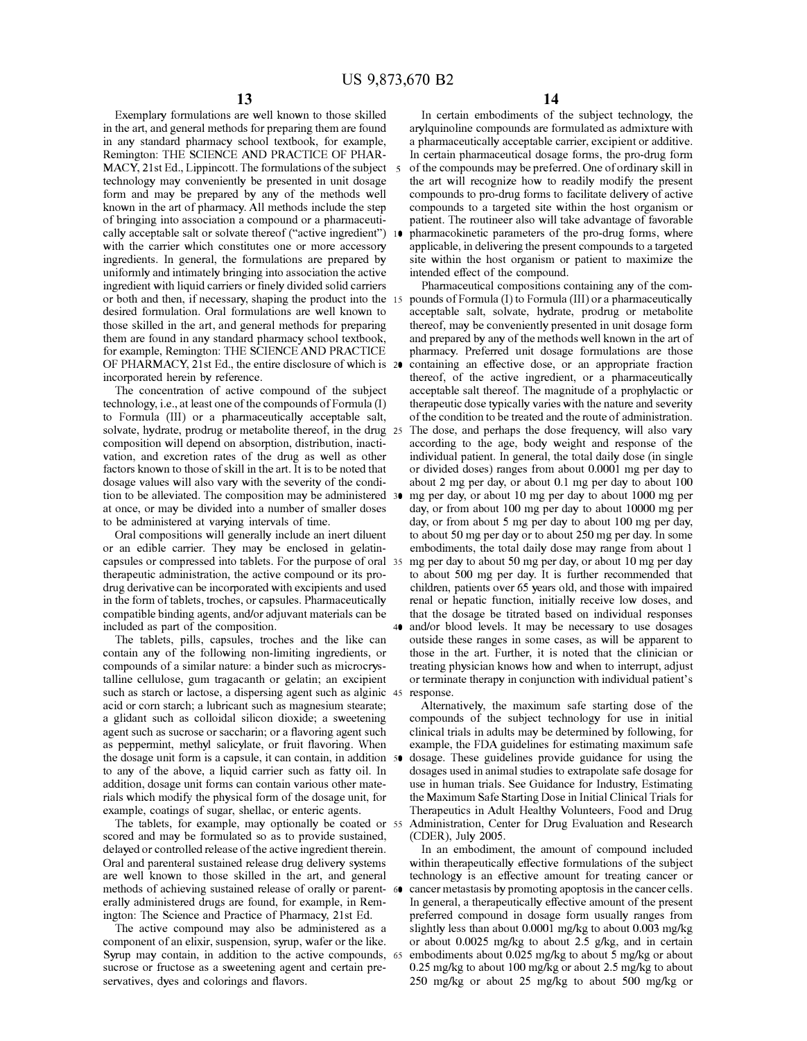Exemplary formulations are well known to those skilled in the art, and general methods for preparing them are found in any standard pharmacy school textbook, for example, Remington: THE SCIENCE AND PRACTICE OF PHARMACY, 21st Ed., Lippincott. The formulations of the subject technology may conveniently be presented in unit dosage form and may be prepared by any of the methods well known in the art of pharmacy. All methods include the step of bringing into association a compound or a pharmaceutically acceptable salt or solvate thereof ("active ingredient") with the carrier which constitutes one or more accessory ingredients. In general, the formulations are prepared by uniformly and intimately bringing into association the active ingredient with liquid carriers or finely divided solid carriers or both and then, if necessary, shaping the product into the desired formulation. Oral formulations are well known to those skilled in the art, and general methods for preparing them are found in any standard pharmacy school textbook, for example, Remington: THE SCIENCE AND PRACTICE OF PHARMACY, 21st Ed., the entire disclosure of which is incorporated herein by reference.

The concentration of active compound of the subject technology, i.e., at least one of the compounds of Formula (I) to Formula (III) or a pharmaceutically acceptable salt, solvate, hydrate, prodrug or metabolite thereof, in the drug composition will depend on absorption, distribution, inactivation, and excretion rates of the drug as well as other factors known to those of skill in the art. It is to be noted that dosage values will also vary with the severity of the condition to be alleviated. The composition may be administered at once, or may be divided into a number of smaller doses to be administered at varying intervals of time.

Oral compositions will generally include an inert diluent or an edible carrier. They may be enclosed in gelatin-capsules or compressed into tablets. For the purpose of oral therapeutic administration, the active compound or its prodrug derivative can be incorporated with excipients and used in the form of tablets, troches, or capsules. Pharmaceutically compatible binding agents, and/or adjuvant materials can be included as part of the composition.

The tablets, pills, capsules, troches and the like can contain any of the following non-limiting ingredients, or compounds of a similar nature: a binder such as microcrystalline cellulose, gum tragacanth or gelatin; an excipient such as starch or lactose, a dispersing agent such as alginic acid or corn starch; a lubricant such as magnesium stearate; a glidant such as colloidal silicon dioxide; a sweetening agent such as sucrose or saccharin; or a flavoring agent such as peppermint, methyl salicylate, or fruit flavoring. When the dosage unit form is a capsule, it can contain, in addition to any of the above, a liquid carrier such as fatty oil. In addition, dosage unit forms can contain various other materials which modify the physical form of the dosage unit, for example, coatings of sugar, shellac, or enteric agents.

The tablets, for example, may optionally be coated or scored and may be formulated so as to provide sustained, delayed or controlled release of the active ingredient therein. Oral and parenteral sustained release drug delivery systems are well known to those skilled in the art, and general methods of achieving sustained release of orally or parenterally administered drugs are found, for example, in Remington: The Science and Practice of Pharmacy, 21st Ed.

The active compound may also be administered as a component of an elixir, suspension, syrup, wafer or the like. Syrup may contain, in addition to the active compounds, sucrose or fructose as a sweetening agent and certain preservatives, dyes and colorings and flavors.

In certain embodiments of the subject technology, the arylquinoline compounds are formulated as admixture with a pharmaceutically acceptable carrier, excipient or additive. In certain pharmaceutical dosage forms, the pro-drug form of the compounds may be preferred. One of ordinary skill in the art will recognize how to readily modify the present compounds to pro-drug forms to facilitate delivery of active compounds to a targeted site within the host organism or patient. The routineer also will take advantage of favorable pharmacokinetic parameters of the pro-drug forms, where applicable, in delivering the present compounds to a targeted site within the host organism or patient to maximize the intended effect of the compound.

Pharmaceutical compositions containing any of the compounds of Formula (I) to Formula (III) or a pharmaceutically acceptable salt, solvate, hydrate, prodrug or metabolite thereof, may be conveniently presented in unit dosage form and prepared by any of the methods well known in the art of pharmacy. Preferred unit dosage formulations are those containing an effective dose, or an appropriate fraction thereof, of the active ingredient, or a pharmaceutically acceptable salt thereof. The magnitude of a prophylactic or therapeutic dose typically varies with the nature and severity of the condition to be treated and the route of administration. The dose, and perhaps the dose frequency, will also vary according to the age, body weight and response of the individual patient. In general, the total daily dose (in single or divided doses) ranges from about 0.0001 mg per day to about 2 mg per day, or about 0.1 mg per day to about 100 mg per day, or about 10 mg per day to about 1000 mg per day, or from about 100 mg per day to about 10000 mg per day, or from about 5 mg per day to about 100 mg per day, to about 50 mg per day or to about 250 mg per day. In some embodiments, the total daily dose may range from about 1 mg per day to about 50 mg per day, or about 10 mg per day to about 500 mg per day. It is further recommended that children, patients over 65 years old, and those with impaired renal or hepatic function, initially receive low doses, and that the dosage be titrated based on individual responses and/or blood levels. It may be necessary to use dosages outside these ranges in some cases, as will be apparent to those in the art. Further, it is noted that the clinician or treating physician knows how and when to interrupt, adjust or terminate therapy in conjunction with individual patient's response.

Alternatively, the maximum safe starting dose of the compounds of the subject technology for use in initial clinical trials in adults may be determined by following, for example, the FDA guidelines for estimating maximum safe dosage. These guidelines provide guidance for using the dosages used in animal studies to extrapolate safe dosage for use in human trials. See Guidance for Industry, Estimating the Maximum Safe Starting Dose in Initial Clinical Trials for Therapeutics in Adult Healthy Volunteers, Food and Drug Administration, Center for Drug Evaluation and Research (CDER), July 2005.

In an embodiment, the amount of compound included within therapeutically effective formulations of the subject technology is an effective amount for treating cancer or cancer metastasis by promoting apoptosis in the cancer cells. In general, a therapeutically effective amount of the present preferred compound in dosage form usually ranges from slightly less than about 0.0001 mg/kg to about 0.003 mg/kg or about 0.0025 mg/kg to about 2.5 g/kg, and in certain embodiments about 0.025 mg/kg to about 5 mg/kg or about 0.25 mg/kg to about 100 mg/kg or about 2.5 mg/kg to about 250 mg/kg or about 25 mg/kg to about 500 mg/kg or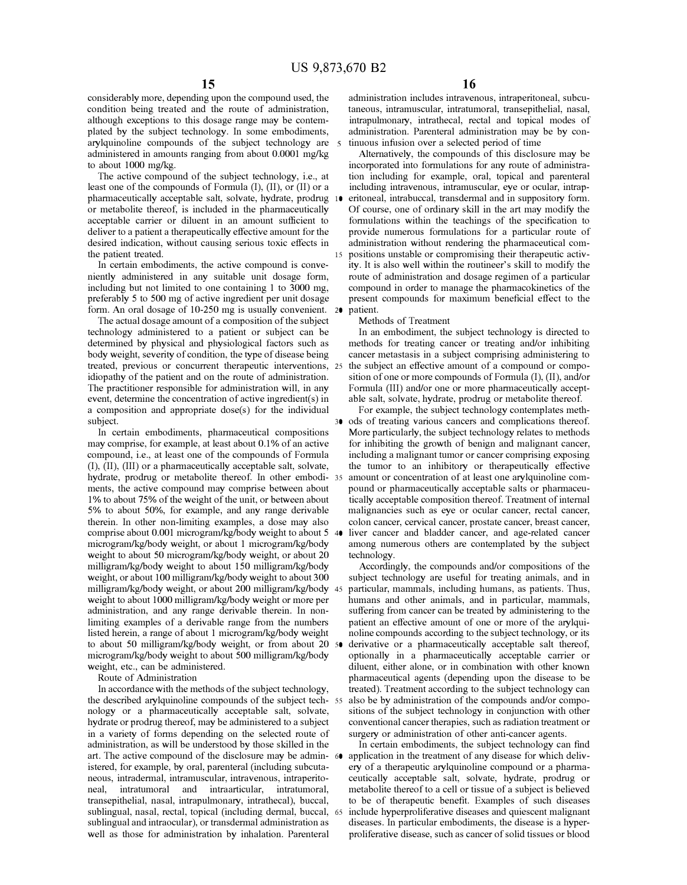considerably more, depending upon the compound used, the condition being treated and the route of administration, although exceptions to this dosage range may be contemplated by the subject technology. In some embodiments, arylquinoline compounds of the subject technology are administered in amounts ranging from about 0.0001 mg/kg to about 1000 mg/kg.

The active compound of the subject technology, i.e., at least one of the compounds of Formula (I), (II), or (II) or a pharmaceutically acceptable salt, solvate, hydrate, prodrug or metabolite thereof, is included in the pharmaceutically acceptable carrier or diluent in an amount sufficient to deliver to a patient a therapeutically effective amount for the desired indication, without causing serious toxic effects in the patient treated.

In certain embodiments, the active compound is conveniently administered in any suitable unit dosage form, including but not limited to one containing 1 to 3000 mg, preferably 5 to 500 mg of active ingredient per unit dosage form. An oral dosage of 10-250 mg is usually convenient.

The actual dosage amount of a composition of the subject technology administered to a patient or subject can be determined by physical and physiological factors such as body weight, severity of condition, the type of disease being treated, previous or concurrent therapeutic interventions, idiopathy of the patient and on the route of administration. The practitioner responsible for administration will, in any event, determine the concentration of active ingredient(s) in a composition and appropriate dose(s) for the individual subject.

In certain embodiments, pharmaceutical compositions may comprise, for example, at least about 0.1% of an active compound, i.e., at least one of the compounds of Formula (I), (II), (III) or a pharmaceutically acceptable salt, solvate, hydrate, prodrug or metabolite thereof. In other embodiments, the active compound may comprise between about 1% to about 75% of the weight of the unit, or between about 5% to about 50%, for example, and any range derivable therein. In other non-limiting examples, a dose may also comprise about 0.001 microgram/kg/body weight to about 5 microgram/kg/body weight, or about 1 microgram/kg/body weight to about 50 microgram/kg/body weight, or about 20 milligram/kg/body weight to about 150 milligram/kg/body weight, or about 100 milligram/kg/body weight to about 300 milligram/kg/body weight, or about 200 milligram/kg/body weight to about 1000 milligram/kg/body weight or more per administration, and any range derivable therein. In non-limiting examples of a derivable range from the numbers listed herein, a range of about 1 microgram/kg/body weight to about 50 milligram/kg/body weight, or from about 20 microgram/kg/body weight to about 500 milligram/kg/body weight, etc., can be administered.

Route of Administration

In accordance with the methods of the subject technology, the described arylquinoline compounds of the subject technology or a pharmaceutically acceptable salt, solvate, hydrate or prodrug thereof, may be administered to a subject in a variety of forms depending on the selected route of administration, as will be understood by those skilled in the art. The active compound of the disclosure may be administered, for example, by oral, parenteral (including subcutaneous, intradermal, intramuscular, intravenous, intraperitoneal, intratumoral and intraarticular, intratumoral, transepithelial, nasal, intrapulmonary, intrathecal), buccal, sublingual, nasal, rectal, topical (including dermal, buccal, sublingual and intraocular), or transdermal administration as well as those for administration by inhalation. Parenteral administration includes intravenous, intraperitoneal, subcutaneous, intramuscular, intratumoral, transepithelial, nasal, intrapulmonary, intrathecal, rectal and topical modes of administration. Parenteral administration may be by continuous infusion over a selected period of time

Alternatively, the compounds of this disclosure may be incorporated into formulations for any route of administration including for example, oral, topical and parenteral including intravenous, intramuscular, eye or ocular, intraperitoneal, intrabuccal, transdermal and in suppository form. Of course, one of ordinary skill in the art may modify the formulations within the teachings of the specification to provide numerous formulations for a particular route of administration without rendering the pharmaceutical compositions unstable or compromising their therapeutic activity. It is also well within the routineer's skill to modify the route of administration and dosage regimen of a particular compound in order to manage the pharmacokinetics of the present compounds for maximum beneficial effect to the patient.

Methods of Treatment

In an embodiment, the subject technology is directed to methods for treating cancer or treating and/or inhibiting cancer metastasis in a subject comprising administering to the subject an effective amount of a compound or composition of one or more compounds of Formula (I), (II), and/or Formula (III) and/or one or more pharmaceutically acceptable salt, solvate, hydrate, prodrug or metabolite thereof.

For example, the subject technology contemplates methods of treating various cancers and complications thereof. More particularly, the subject technology relates to methods for inhibiting the growth of benign and malignant cancer, including a malignant tumor or cancer comprising exposing the tumor to an inhibitory or therapeutically effective amount or concentration of at least one arylquinoline compound or pharmaceutically acceptable salts or pharmaceutically acceptable composition thereof. Treatment of internal malignancies such as eye or ocular cancer, rectal cancer, colon cancer, cervical cancer, prostate cancer, breast cancer, liver cancer and bladder cancer, and age-related cancer among numerous others are contemplated by the subject technology.

Accordingly, the compounds and/or compositions of the subject technology are useful for treating animals, and in particular, mammals, including humans, as patients. Thus, humans and other animals, and in particular, mammals, suffering from cancer can be treated by administering to the patient an effective amount of one or more of the arylquinoline compounds according to the subject technology, or its derivative or a pharmaceutically acceptable salt thereof, optionally in a pharmaceutically acceptable carrier or diluent, either alone, or in combination with other known pharmaceutical agents (depending upon the disease to be treated). Treatment according to the subject technology can also be by administration of the compounds and/or compositions of the subject technology in conjunction with other conventional cancer therapies, such as radiation treatment or surgery or administration of other anti-cancer agents.

In certain embodiments, the subject technology can find application in the treatment of any disease for which delivery of a therapeutic arylquinoline compound or a pharmaceutically acceptable salt, solvate, hydrate, prodrug or metabolite thereof to a cell or tissue of a subject is believed to be of therapeutic benefit. Examples of such diseases include hyperproliferative diseases and quiescent malignant diseases. In particular embodiments, the disease is a hyperproliferative disease, such as cancer of solid tissues or blood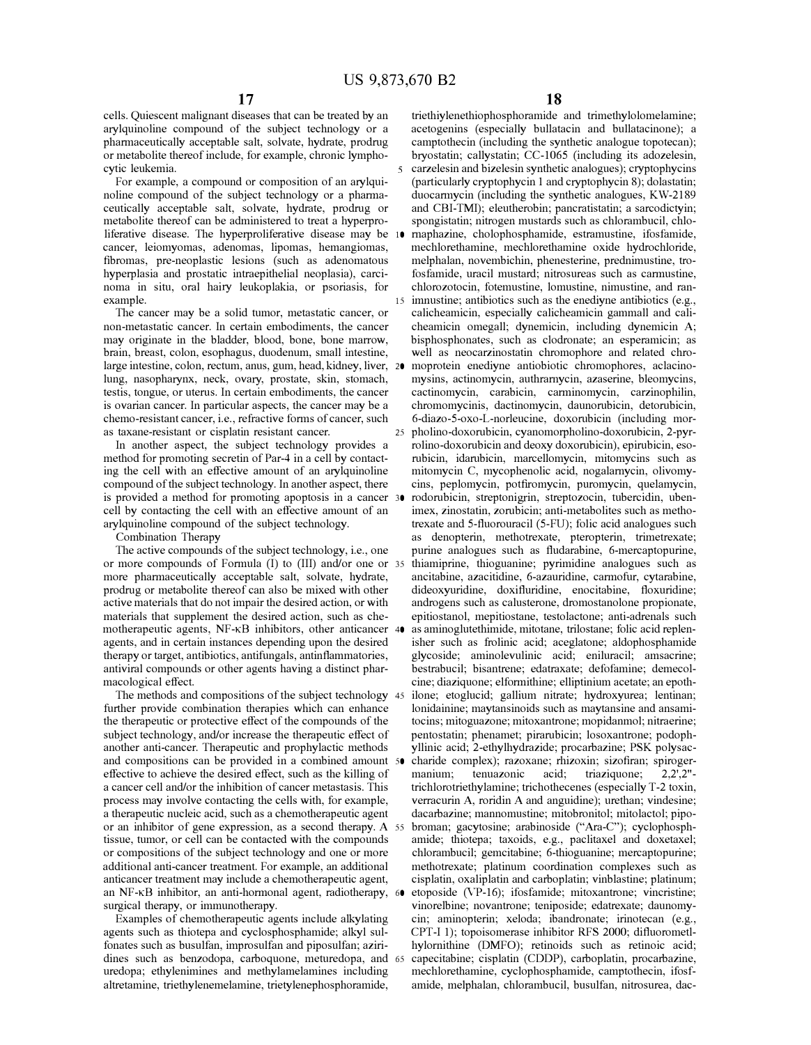cells. Quiescent malignant diseases that can be treated by an arylquinoline compound of the subject technology or a pharmaceutically acceptable salt, solvate, hydrate, prodrug or metabolite thereof include, for example, chronic lymphocytic leukemia.

For example, a compound or composition of an arylquinoline compound of the subject technology or a pharmaceutically acceptable salt, solvate, hydrate, prodrug or metabolite thereof can be administered to treat a hyperproliferative disease. The hyperproliferative disease may be cancer, leiomyomas, adenomas, lipomas, hemangiomas, fibromas, pre-neoplastic lesions (such as adenomatous hyperplasia and prostatic intraepithelial neoplasia), carcinoma in situ, oral hairy leukoplakia, or psoriasis, for example.

The cancer may be a solid tumor, metastatic cancer, or non-metastatic cancer. In certain embodiments, the cancer may originate in the bladder, blood, bone, bone marrow, brain, breast, colon, esophagus, duodenum, small intestine, large intestine, colon, rectum, anus, gum, head, kidney, liver, lung, nasopharynx, neck, ovary, prostate, skin, stomach, testis, tongue, or uterus. In certain embodiments, the cancer is ovarian cancer. In particular aspects, the cancer may be a chemo-resistant cancer, i.e., refractive forms of cancer, such as taxane-resistant or cisplatin resistant cancer.

In another aspect, the subject technology provides a method for promoting secretin of Par-4 in a cell by contacting the cell with an effective amount of an arylquinoline compound of the subject technology. In another aspect, there is provided a method for promoting apoptosis in a cancer cell by contacting the cell with an effective amount of an arylquinoline compound of the subject technology.

Combination Therapy

The active compounds of the subject technology, i.e., one or more compounds of Formula (I) to (III) and/or one or more pharmaceutically acceptable salt, solvate, hydrate, prodrug or metabolite thereof can also be mixed with other active materials that do not impair the desired action, or with materials that supplement the desired action, such as chemotherapeutic agents, NF-κB inhibitors, other anticancer agents, and in certain instances depending upon the desired therapy or target, antibiotics, antifungals, antinflammatories, antiviral compounds or other agents having a distinct pharmacological effect.

The methods and compositions of the subject technology further provide combination therapies which can enhance the therapeutic or protective effect of the compounds of the subject technology, and/or increase the therapeutic effect of another anti-cancer. Therapeutic and prophylactic methods and compositions can be provided in a combined amount effective to achieve the desired effect, such as the killing of a cancer cell and/or the inhibition of cancer metastasis. This process may involve contacting the cells with, for example, a therapeutic nucleic acid, such as a chemotherapeutic agent or an inhibitor of gene expression, as a second therapy. A tissue, tumor, or cell can be contacted with the compounds or compositions of the subject technology and one or more additional anti-cancer treatment. For example, an additional anticancer treatment may include a chemotherapeutic agent, an NF-κB inhibitor, an anti-hormonal agent, radiotherapy, surgical therapy, or immunotherapy.

Examples of chemotherapeutic agents include alkylating agents such as thiotepa and cyclosphosphamide; alkyl sulfonates such as busulfan, improsulfan and piposulfan; aziridines such as benzodopa, carboquone, meturedopa, and uredopa; ethylenimines and methylamelamines including altretamine, triethylenemelamine, trietylenephosphoramide, triethiylenethiophosphoramide and trimethylolomelamine; acetogenins (especially bullatacin and bullatacinone); a camptothecin (including the synthetic analogue topotecan); bryostatin; callystatin; CC-1065 (including its adozelesin, carzelesin and bizelesin synthetic analogues); cryptophycins (particularly cryptophycin 1 and cryptophycin 8); dolastatin; duocarmycin (including the synthetic analogues, KW-2189 and CBI-TMI); eleutherobin; pancratistatin; a sarcodictyin; spongistatin; nitrogen mustards such as chlorambucil, chlornaphazine, cholophosphamide, estramustine, ifosfamide, mechlorethamine, mechlorethamine oxide hydrochloride, melphalan, novembichin, phenesterine, prednimustine, trofosfamide, uracil mustard; nitrosureas such as carmustine, chlorozotocin, fotemustine, lomustine, nimustine, and ranimnustine; antibiotics such as the enediyne antibiotics (e.g., calicheamicin, especially calicheamicin gammall and calicheamicin omegall; dynemicin, including dynemicin A; bisphosphonates, such as clodronate; an esperamicin; as well as neocarzinostatin chromophore and related chromoprotein enediyne antiobiotic chromophores, aclacinomysins, actinomycin, authrarnycin, azaserine, bleomycins, cactinomycin, carabicin, carminomycin, carzinophilin, chromomycinis, dactinomycin, daunorubicin, detorubicin, 6-diazo-5-oxo-L-norleucine, doxorubicin (including morpholino-doxorubicin, cyanomorpholino-doxorubicin, 2-pyrrolino-doxorubicin and deoxy doxorubicin), epirubicin, esorubicin, idarubicin, marcellomycin, mitomycins such as mitomycin C, mycophenolic acid, nogalarnycin, olivomycins, peplomycin, potfiromycin, puromycin, quelamycin, rodorubicin, streptonigrin, streptozocin, tubercidin, ubenimex, zinostatin, zorubicin; anti-metabolites such as methotrexate and 5-fluorouracil (5-FU); folic acid analogues such as denopterin, methotrexate, pteropterin, trimetrexate; purine analogues such as fludarabine, 6-mercaptopurine, thiamiprine, thioguanine; pyrimidine analogues such as ancitabine, azacitidine, 6-azauridine, carmofur, cytarabine, dideoxyuridine, doxifluridine, enocitabine, floxuridine; androgens such as calusterone, dromostanolone propionate, epitiostanol, mepitiostane, testolactone; anti-adrenals such as aminoglutethimide, mitotane, trilostane; folic acid replenisher such as frolinic acid; aceglatone; aldophosphamide glycoside; aminolevulinic acid; eniluracil; amsacrine; bestrabucil; bisantrene; edatraxate; defofamine; demecolcine; diaziquone; elformithine; elliptinium acetate; an epothilone; etoglucid; gallium nitrate; hydroxyurea; lentinan; lonidainine; maytansinoids such as maytansine and ansamitocins; mitoguazone; mitoxantrone; mopidanmol; nitraerine; pentostatin; phenamet; pirarubicin; losoxantrone; podophyllinic acid; 2-ethylhydrazide; procarbazine; PSK polysaccharide complex); razoxane; rhizoxin; sizofiran; spirogermanium; tenuazonic acid; triaziquone; 2,2',2''-trichlorotriethylamine; trichothecenes (especially T-2 toxin, verracurin A, roridin A and anguidine); urethan; vindesine; dacarbazine; mannomustine; mitobronitol; mitolactol; pipobroman; gacytosine; arabinoside ("Ara-C"); cyclophosphamide; thiotepa; taxoids, e.g., paclitaxel and doxetaxel; chlorambucil; gemcitabine; 6-thioguanine; mercaptopurine; methotrexate; platinum coordination complexes such as cisplatin, oxaliplatin and carboplatin; vinblastine; platinum; etoposide (VP-16); ifosfamide; mitoxantrone; vincristine; vinorelbine; novantrone; teniposide; edatrexate; daunomycin; aminopterin; xeloda; ibandronate; irinotecan (e.g., CPT-I 1); topoisomerase inhibitor RFS 2000; difluorometlhylornithine (DMFO); retinoids such as retinoic acid; capecitabine; cisplatin (CDDP), carboplatin, procarbazine, mechlorethamine, cyclophosphamide, camptothecin, ifosfamide, melphalan, chlorambucil, busulfan, nitrosurea, dac-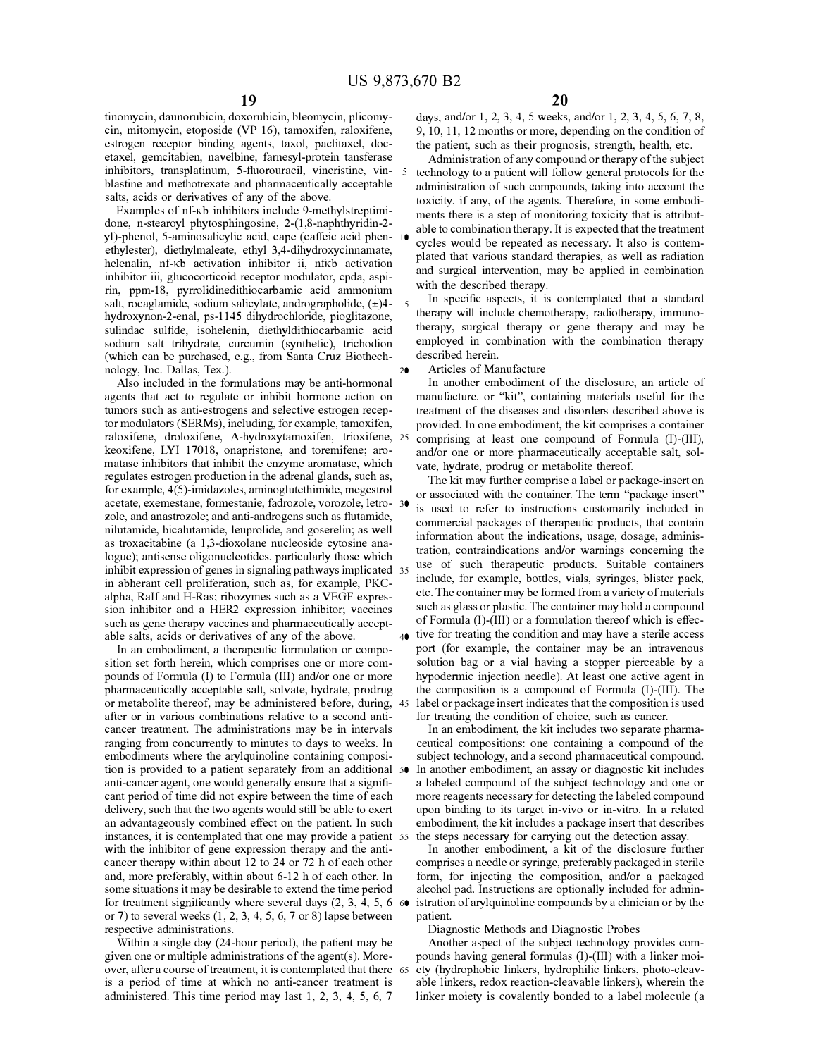tinomycin, daunorubicin, doxorubicin, bleomycin, plicomycin, mitomycin, etoposide (VP 16), tamoxifen, raloxifene, estrogen receptor binding agents, taxol, paclitaxel, docetaxel, gemcitabien, navelbine, farnesyl-protein tansferase inhibitors, transplatinum, 5-fluorouracil, vincristine, vinblastine and methotrexate and pharmaceutically acceptable salts, acids or derivatives of any of the above.

Examples of nf-κb inhibitors include 9-methylstreptimidone, n-stearoyl phytosphingosine, 2-(1,8-naphthyridin-2-yl)-phenol, 5-aminosalicylic acid, cape (caffeic acid phenethylester), diethylmaleate, ethyl 3,4-dihydroxycinnamate, helenalin, nf-κb activation inhibitor ii, nfκb activation inhibitor iii, glucocorticoid receptor modulator, cpda, aspirin, ppm-18, pyrrolidinedithiocarbamic acid ammonium salt, rocaglamide, sodium salicylate, andrographolide, (±)4-hydroxynon-2-enal, ps-1145 dihydrochloride, pioglitazone, sulindac sulfide, isohelenin, diethyldithiocarbamic acid sodium salt trihydrate, curcumin (synthetic), trichodion (which can be purchased, e.g., from Santa Cruz Biotechnology, Inc. Dallas, Tex.).

Also included in the formulations may be anti-hormonal agents that act to regulate or inhibit hormone action on tumors such as anti-estrogens and selective estrogen receptor modulators (SERMs), including, for example, tamoxifen, raloxifene, droloxifene, A-hydroxytamoxifen, trioxifene, keoxifene, LYI 17018, onapristone, and toremifene; aromatase inhibitors that inhibit the enzyme aromatase, which regulates estrogen production in the adrenal glands, such as, for example, 4(5)-imidazoles, aminoglutethimide, megestrol acetate, exemestane, formestanie, fadrozole, vorozole, letrozole, and anastrozole; and anti-androgens such as flutamide, nilutamide, bicalutamide, leuprolide, and goserelin; as well as troxacitabine (a 1,3-dioxolane nucleoside cytosine analogue); antisense oligonucleotides, particularly those which inhibit expression of genes in signaling pathways implicated in abherant cell proliferation, such as, for example, PKC-alpha, Ralf and H-Ras; ribozymes such as a VEGF expression inhibitor and a HER2 expression inhibitor; vaccines such as gene therapy vaccines and pharmaceutically acceptable salts, acids or derivatives of any of the above.

In an embodiment, a therapeutic formulation or composition set forth herein, which comprises one or more compounds of Formula (I) to Formula (III) and/or one or more pharmaceutically acceptable salt, solvate, hydrate, prodrug or metabolite thereof, may be administered before, during, after or in various combinations relative to a second anti-cancer treatment. The administrations may be in intervals ranging from concurrently to minutes to days to weeks. In embodiments where the arylquinoline containing composition is provided to a patient separately from an additional anti-cancer agent, one would generally ensure that a significant period of time did not expire between the time of each delivery, such that the two agents would still be able to exert an advantageously combined effect on the patient. In such instances, it is contemplated that one may provide a patient with the inhibitor of gene expression therapy and the anti-cancer therapy within about 12 to 24 or 72 h of each other and, more preferably, within about 6-12 h of each other. In some situations it may be desirable to extend the time period for treatment significantly where several days (2, 3, 4, 5, 6 or 7) to several weeks (1, 2, 3, 4, 5, 6, 7 or 8) lapse between respective administrations.

Within a single day (24-hour period), the patient may be given one or multiple administrations of the agent(s). Moreover, after a course of treatment, it is contemplated that there is a period of time at which no anti-cancer treatment is administered. This time period may last 1, 2, 3, 4, 5, 6, 7 days, and/or 1, 2, 3, 4, 5 weeks, and/or 1, 2, 3, 4, 5, 6, 7, 8, 9, 10, 11, 12 months or more, depending on the condition of the patient, such as their prognosis, strength, health, etc.

Administration of any compound or therapy of the subject technology to a patient will follow general protocols for the administration of such compounds, taking into account the toxicity, if any, of the agents. Therefore, in some embodiments there is a step of monitoring toxicity that is attributable to combination therapy. It is expected that the treatment cycles would be repeated as necessary. It also is contemplated that various standard therapies, as well as radiation and surgical intervention, may be applied in combination with the described therapy.

In specific aspects, it is contemplated that a standard therapy will include chemotherapy, radiotherapy, immunotherapy, surgical therapy or gene therapy and may be employed in combination with the combination therapy described herein.

## Articles of Manufacture

In another embodiment of the disclosure, an article of manufacture, or "kit", containing materials useful for the treatment of the diseases and disorders described above is provided. In one embodiment, the kit comprises a container comprising at least one compound of Formula (I)-(III), and/or one or more pharmaceutically acceptable salt, solvate, hydrate, prodrug or metabolite thereof.

The kit may further comprise a label or package-insert on or associated with the container. The term "package insert" is used to refer to instructions customarily included in commercial packages of therapeutic products, that contain information about the indications, usage, dosage, administration, contraindications and/or warnings concerning the use of such therapeutic products. Suitable containers include, for example, bottles, vials, syringes, blister pack, etc. The container may be formed from a variety of materials such as glass or plastic. The container may hold a compound of Formula (I)-(III) or a formulation thereof which is effective for treating the condition and may have a sterile access port (for example, the container may be an intravenous solution bag or a vial having a stopper pierceable by a hypodermic injection needle). At least one active agent in the composition is a compound of Formula (I)-(III). The label or package insert indicates that the composition is used for treating the condition of choice, such as cancer.

In an embodiment, the kit includes two separate pharmaceutical compositions: one containing a compound of the subject technology, and a second pharmaceutical compound. In another embodiment, an assay or diagnostic kit includes a labeled compound of the subject technology and one or more reagents necessary for detecting the labeled compound upon binding to its target in-vivo or in-vitro. In a related embodiment, the kit includes a package insert that describes the steps necessary for carrying out the detection assay.

In another embodiment, a kit of the disclosure further comprises a needle or syringe, preferably packaged in sterile form, for injecting the composition, and/or a packaged alcohol pad. Instructions are optionally included for administration of arylquinoline compounds by a clinician or by the patient.

## Diagnostic Methods and Diagnostic Probes

Another aspect of the subject technology provides compounds having general formulas (I)-(III) with a linker moiety (hydrophobic linkers, hydrophilic linkers, photo-cleavable linkers, redox reaction-cleavable linkers), wherein the linker moiety is covalently bonded to a label molecule (a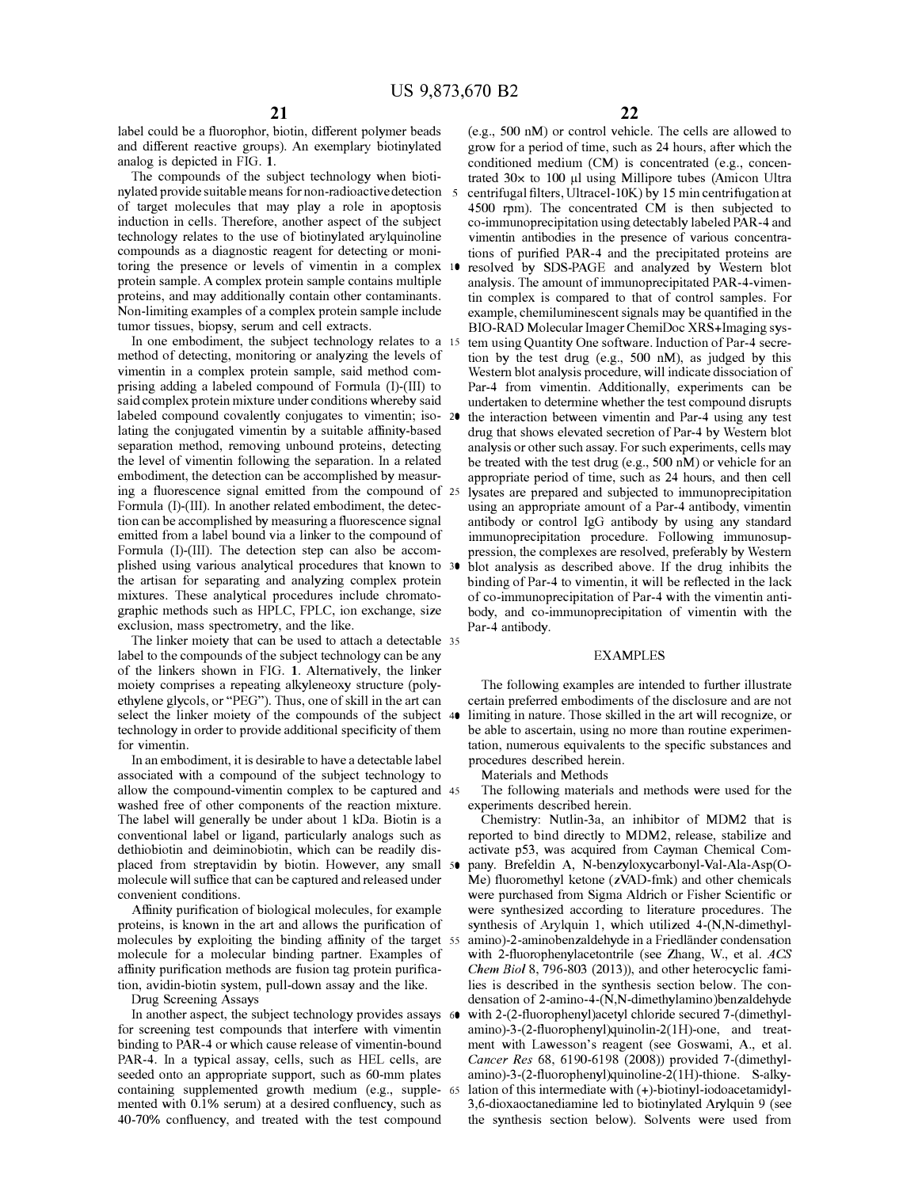label could be a fluorophor, biotin, different polymer beads and different reactive groups). An exemplary biotinylated analog is depicted in FIG. **1**.

The compounds of the subject technology when biotinylated provide suitable means for non-radioactive detection of target molecules that may play a role in apoptosis induction in cells. Therefore, another aspect of the subject technology relates to the use of biotinylated arylquinoline compounds as a diagnostic reagent for detecting or monitoring the presence or levels of vimentin in a complex protein sample. A complex protein sample contains multiple proteins, and may additionally contain other contaminants. Non-limiting examples of a complex protein sample include tumor tissues, biopsy, serum and cell extracts.

In one embodiment, the subject technology relates to a method of detecting, monitoring or analyzing the levels of vimentin in a complex protein sample, said method comprising adding a labeled compound of Formula (I)-(III) to said complex protein mixture under conditions whereby said labeled compound covalently conjugates to vimentin; isolating the conjugated vimentin by a suitable affinity-based separation method, removing unbound proteins, detecting the level of vimentin following the separation. In a related embodiment, the detection can be accomplished by measuring a fluorescence signal emitted from the compound of Formula (I)-(III). In another related embodiment, the detection can be accomplished by measuring a fluorescence signal emitted from a label bound via a linker to the compound of Formula (I)-(III). The detection step can also be accomplished using various analytical procedures that known to the artisan for separating and analyzing complex protein mixtures. These analytical procedures include chromatographic methods such as HPLC, FPLC, ion exchange, size exclusion, mass spectrometry, and the like.

The linker moiety that can be used to attach a detectable label to the compounds of the subject technology can be any of the linkers shown in FIG. **1**. Alternatively, the linker moiety comprises a repeating alkyleneoxy structure (polyethylene glycols, or "PEG"). Thus, one of skill in the art can select the linker moiety of the compounds of the subject technology in order to provide additional specificity of them for vimentin.

In an embodiment, it is desirable to have a detectable label associated with a compound of the subject technology to allow the compound-vimentin complex to be captured and washed free of other components of the reaction mixture. The label will generally be under about 1 kDa. Biotin is a conventional label or ligand, particularly analogs such as dethiobiotin and deiminobiotin, which can be readily displaced from streptavidin by biotin. However, any small molecule will suffice that can be captured and released under convenient conditions.

Affinity purification of biological molecules, for example proteins, is known in the art and allows the purification of molecules by exploiting the binding affinity of the target molecule for a molecular binding partner. Examples of affinity purification methods are fusion tag protein purification, avidin-biotin system, pull-down assay and the like.

Drug Screening Assays

In another aspect, the subject technology provides assays for screening test compounds that interfere with vimentin binding to PAR-4 or which cause release of vimentin-bound PAR-4. In a typical assay, cells, such as HEL cells, are seeded onto an appropriate support, such as 60-mm plates containing supplemented growth medium (e.g., supplemented with 0.1% serum) at a desired confluency, such as 40-70% confluency, and treated with the test compound (e.g., 500 nM) or control vehicle. The cells are allowed to grow for a period of time, such as 24 hours, after which the conditioned medium (CM) is concentrated (e.g., concentrated 30× to 100 μl using Millipore tubes (Amicon Ultra centrifugal filters, Ultracel-10K) by 15 min centrifugation at 4500 rpm). The concentrated CM is then subjected to co-immunoprecipitation using detectably labeled PAR-4 and vimentin antibodies in the presence of various concentrations of purified PAR-4 and the precipitated proteins are resolved by SDS-PAGE and analyzed by Western blot analysis. The amount of immunoprecipitated PAR-4-vimentin complex is compared to that of control samples. For example, chemiluminescent signals may be quantified in the BIO-RAD Molecular Imager ChemiDoc XRS+Imaging system using Quantity One software. Induction of Par-4 secretion by the test drug (e.g., 500 nM), as judged by this Western blot analysis procedure, will indicate dissociation of Par-4 from vimentin. Additionally, experiments can be undertaken to determine whether the test compound disrupts the interaction between vimentin and Par-4 using any test drug that shows elevated secretion of Par-4 by Western blot analysis or other such assay. For such experiments, cells may be treated with the test drug (e.g., 500 nM) or vehicle for an appropriate period of time, such as 24 hours, and then cell lysates are prepared and subjected to immunoprecipitation using an appropriate amount of a Par-4 antibody, vimentin antibody or control IgG antibody by using any standard immunoprecipitation procedure. Following immunosuppression, the complexes are resolved, preferably by Western blot analysis as described above. If the drug inhibits the binding of Par-4 to vimentin, it will be reflected in the lack of co-immunoprecipitation of Par-4 with the vimentin antibody, and co-immunoprecipitation of vimentin with the Par-4 antibody.

## EXAMPLES

The following examples are intended to further illustrate certain preferred embodiments of the disclosure and are not limiting in nature. Those skilled in the art will recognize, or be able to ascertain, using no more than routine experimentation, numerous equivalents to the specific substances and procedures described herein.

Materials and Methods

The following materials and methods were used for the experiments described herein.

Chemistry: Nutlin-3a, an inhibitor of MDM2 that is reported to bind directly to MDM2, release, stabilize and activate p53, was acquired from Cayman Chemical Company. Brefeldin A, N-benzyloxycarbonyl-Val-Ala-Asp(O-Me) fluoromethyl ketone (zVAD-fmk) and other chemicals were purchased from Sigma Aldrich or Fisher Scientific or were synthesized according to literature procedures. The synthesis of Arylquin 1, which utilized 4-(N,N-dimethylamino)-2-aminobenzaldehyde in a Friedländer condensation with 2-fluorophenylacetontrile (see Zhang, W., et al. *ACS Chem Biol* 8, 796-803 (2013)), and other heterocyclic families is described in the synthesis section below. The condensation of 2-amino-4-(N,N-dimethylamino)benzaldehyde with 2-(2-fluorophenyl)acetyl chloride secured 7-(dimethylamino)-3-(2-fluorophenyl)quinolin-2(1H)-one, and treatment with Lawesson's reagent (see Goswami, A., et al. *Cancer Res* 68, 6190-6198 (2008)) provided 7-(dimethylamino)-3-(2-fluorophenyl)quinoline-2(1H)-thione. S-alkylation of this intermediate with (+)-biotinyl-iodoacetamidyl-3,6-dioxaoctanediamine led to biotinylated Arylquin 9 (see the synthesis section below). Solvents were used from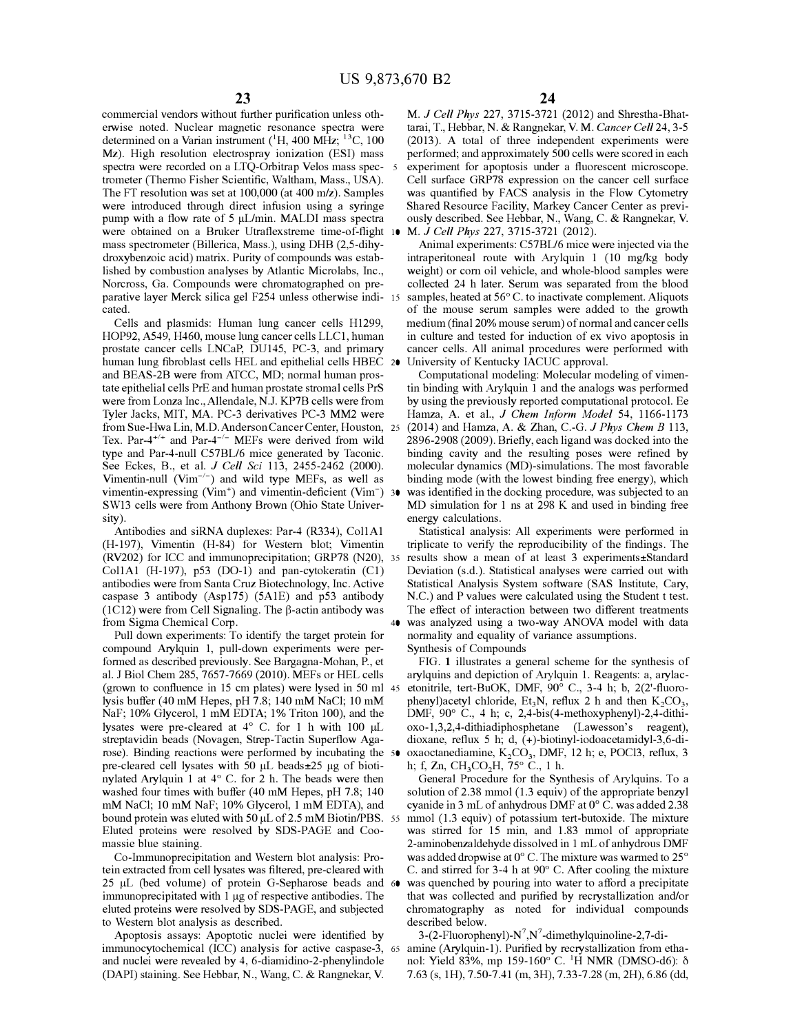commercial vendors without further purification unless otherwise noted. Nuclear magnetic resonance spectra were determined on a Varian instrument ($^1$H, 400 MHz; $^{13}$C, 100 Mz). High resolution electrospray ionization (ESI) mass spectra were recorded on a LTQ-Orbitrap Velos mass spectrometer (Thermo Fisher Scientific, Waltham, Mass., USA). The FT resolution was set at 100,000 (at 400 m/z). Samples were introduced through direct infusion using a syringe pump with a flow rate of 5 μL/min. MALDI mass spectra were obtained on a Bruker Utraflextreme time-of-flight mass spectrometer (Billerica, Mass.), using DHB (2,5-dihydroxybenzoic acid) matrix. Purity of compounds was established by combustion analyses by Atlantic Microlabs, Inc., Norcross, Ga. Compounds were chromatographed on preparative layer Merck silica gel F254 unless otherwise indicated.

Cells and plasmids: Human lung cancer cells H1299, HOP92, A549, H460, mouse lung cancer cells LLC1, human prostate cancer cells LNCaP, DU145, PC-3, and primary human lung fibroblast cells HEL and epithelial cells HBEC and BEAS-2B were from ATCC, MD; normal human prostate epithelial cells PrE and human prostate stromal cells PrS were from Lonza Inc., Allendale, N.J. KP7B cells were from Tyler Jacks, MIT, MA. PC-3 derivatives PC-3 MM2 were from Sue-Hwa Lin, M.D. Anderson Cancer Center, Houston, Tex. Par-4$^{+/+}$ and Par-4$^{-/-}$ MEFs were derived from wild type and Par-4-null C57BL/6 mice generated by Taconic. See Eckes, B., et al. *J Cell Sci* 113, 2455-2462 (2000). Vimentin-null (Vim$^{-/-}$) and wild type MEFs, as well as vimentin-expressing (Vim$^+$) and vimentin-deficient (Vim$^-$) SW13 cells were from Anthony Brown (Ohio State University).

Antibodies and siRNA duplexes: Par-4 (R334), Col1A1 (H-197), Vimentin (H-84) for Western blot; Vimentin (RV202) for ICC and immunoprecipitation; GRP78 (N20), Col1A1 (H-197), p53 (DO-1) and pan-cytokeratin (C1) antibodies were from Santa Cruz Biotechnology, Inc. Active caspase 3 antibody (Asp175) (5A1E) and p53 antibody (1C12) were from Cell Signaling. The β-actin antibody was from Sigma Chemical Corp.

Pull down experiments: To identify the target protein for compound Arylquin 1, pull-down experiments were performed as described previously. See Bargagna-Mohan, P., et al. J Biol Chem 285, 7657-7669 (2010). MEFs or HEL cells (grown to confluence in 15 cm plates) were lysed in 50 ml lysis buffer (40 mM Hepes, pH 7.8; 140 mM NaCl; 10 mM NaF; 10% Glycerol, 1 mM EDTA; 1% Triton 100), and the lysates were pre-cleared at 4° C. for 1 h with 100 μL streptavidin beads (Novagen, Strep-Tactin Superflow Agarose). Binding reactions were performed by incubating the pre-cleared cell lysates with 50 μL beads±25 μg of biotinylated Arylquin 1 at 4° C. for 2 h. The beads were then washed four times with buffer (40 mM Hepes, pH 7.8; 140 mM NaCl; 10 mM NaF; 10% Glycerol, 1 mM EDTA), and bound protein was eluted with 50 μL of 2.5 mM Biotin/PBS. Eluted proteins were resolved by SDS-PAGE and Coomassie blue staining.

Co-Immunoprecipitation and Western blot analysis: Protein extracted from cell lysates was filtered, pre-cleared with 25 μL (bed volume) of protein G-Sepharose beads and immunoprecipitated with 1 μg of respective antibodies. The eluted proteins were resolved by SDS-PAGE, and subjected to Western blot analysis as described.

Apoptosis assays: Apoptotic nuclei were identified by immunocytochemical (ICC) analysis for active caspase-3, and nuclei were revealed by 4, 6-diamidino-2-phenylindole (DAPI) staining. See Hebbar, N., Wang, C. & Rangnekar, V. M. *J Cell Phys* 227, 3715-3721 (2012) and Shrestha-Bhattarai, T., Hebbar, N. & Rangnekar, V. M. *Cancer Cell* 24, 3-5 (2013). A total of three independent experiments were performed; and approximately 500 cells were scored in each experiment for apoptosis under a fluorescent microscope. Cell surface GRP78 expression on the cancer cell surface was quantified by FACS analysis in the Flow Cytometry Shared Resource Facility, Markey Cancer Center as previously described. See Hebbar, N., Wang, C. & Rangnekar, V. M. *J Cell Phys* 227, 3715-3721 (2012).

Animal experiments: C57BL/6 mice were injected via the intraperitoneal route with Arylquin 1 (10 mg/kg body weight) or corn oil vehicle, and whole-blood samples were collected 24 h later. Serum was separated from the blood samples, heated at 56° C. to inactivate complement. Aliquots of the mouse serum samples were added to the growth medium (final 20% mouse serum) of normal and cancer cells in culture and tested for induction of ex vivo apoptosis in cancer cells. All animal procedures were performed with University of Kentucky IACUC approval.

Computational modeling: Molecular modeling of vimentin binding with Arylquin 1 and the analogs was performed by using the previously reported computational protocol. Ee Hamza, A. et al., *J Chem Inform Model* 54, 1166-1173 (2014) and Hamza, A. & Zhan, C.-G. *J Phys Chem B* 113, 2896-2908 (2009). Briefly, each ligand was docked into the binding cavity and the resulting poses were refined by molecular dynamics (MD)-simulations. The most favorable binding mode (with the lowest binding free energy), which was identified in the docking procedure, was subjected to an MD simulation for 1 ns at 298 K and used in binding free energy calculations.

Statistical analysis: All experiments were performed in triplicate to verify the reproducibility of the findings. The results show a mean of at least 3 experiments±Standard Deviation (s.d.). Statistical analyses were carried out with Statistical Analysis System software (SAS Institute, Cary, N.C.) and P values were calculated using the Student t test. The effect of interaction between two different treatments was analyzed using a two-way ANOVA model with data normality and equality of variance assumptions.

Synthesis of Compounds

FIG. 1 illustrates a general scheme for the synthesis of arylquins and depiction of Arylquin 1. Reagents: a, arylacetonitrile, tert-BuOK, DMF, 90° C., 3-4 h; b, 2(2'-fluorophenyl)acetyl chloride, $Et_3N$, reflux 2 h and then $K_2CO_3$, DMF, 90° C., 4 h; c, 2,4-bis(4-methoxyphenyl)-2,4-dithioxo-1,3,2,4-dithiadiphosphetane (Lawesson's reagent), dioxane, reflux 5 h; d, (+)-biotinyl-iodoacetamidyl-3,6-dioxaoctanediamine, $K_2CO_3$, DMF, 12 h; e, POCl3, reflux, 3 h; f, Zn, $CH_3CO_2H$, 75° C., 1 h.

General Procedure for the Synthesis of Arylquins. To a solution of 2.38 mmol (1.3 equiv) of the appropriate benzyl cyanide in 3 mL of anhydrous DMF at 0° C. was added 2.38 mmol (1.3 equiv) of potassium tert-butoxide. The mixture was stirred for 15 min, and 1.83 mmol of appropriate 2-aminobenzaldehyde dissolved in 1 mL of anhydrous DMF was added dropwise at 0° C. The mixture was warmed to 25° C. and stirred for 3-4 h at 90° C. After cooling the mixture was quenched by pouring into water to afford a precipitate that was collected and purified by recrystallization and/or chromatography as noted for individual compounds described below.

3-(2-Fluorophenyl)-$N^7$,$N^7$-dimethylquinoline-2,7-diamine (Arylquin-1). Purified by recrystallization from ethanol: Yield 83%, mp 159-160° C. $^1$H NMR (DMSO-d6): δ 7.63 (s, 1H), 7.50-7.41 (m, 3H), 7.33-7.28 (m, 2H), 6.86 (dd,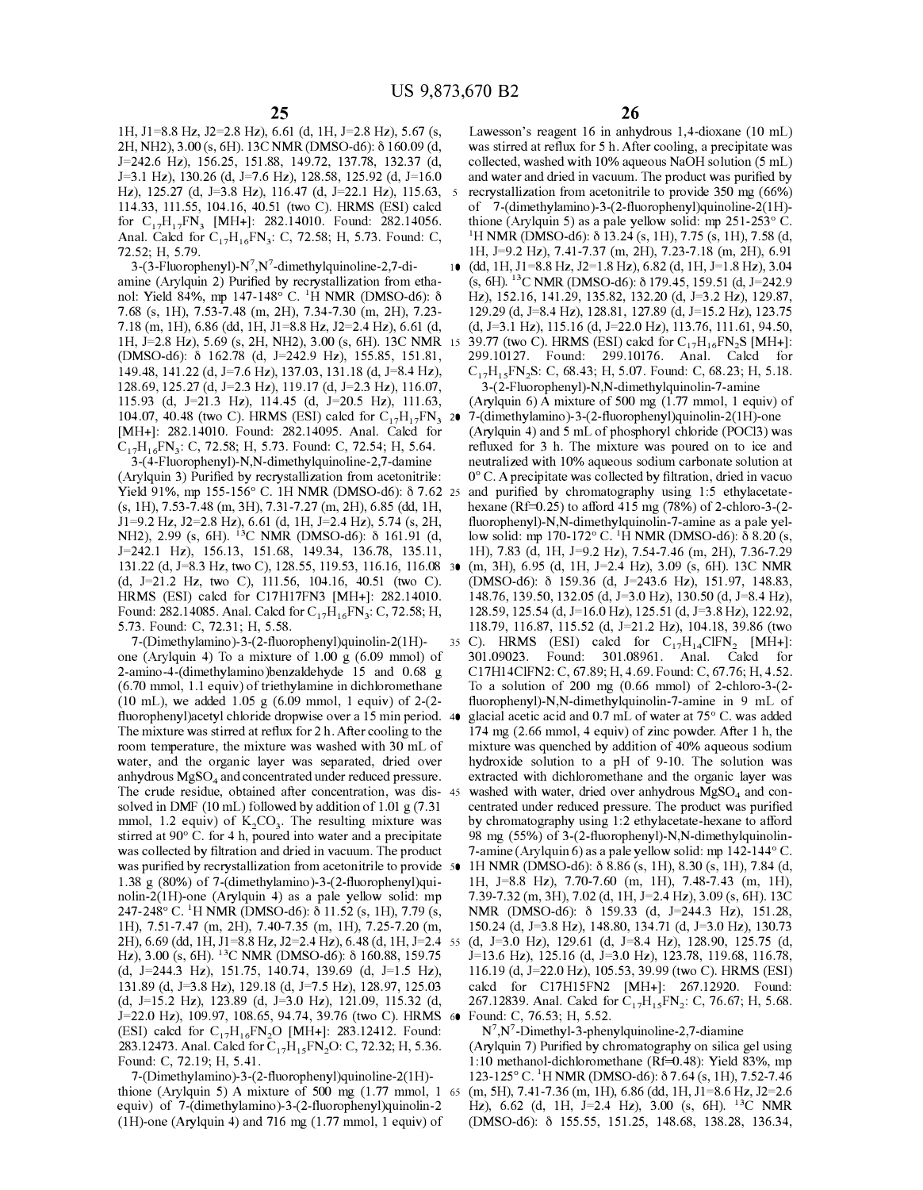1H, J1=8.8 Hz, J2=2.8 Hz), 6.61 (d, 1H, J=2.8 Hz), 5.67 (s, 2H, NH2), 3.00 (s, 6H). 13C NMR (DMSO-d6): δ 160.09 (d, J=242.6 Hz), 156.25, 151.88, 149.72, 137.78, 132.37 (d, J=3.1 Hz), 130.26 (d, J=7.6 Hz), 128.58, 125.92 (d, J=16.0 Hz), 125.27 (d, J=3.8 Hz), 116.47 (d, J=22.1 Hz), 115.63, 114.33, 111.55, 104.16, 40.51 (two C). HRMS (ESI) calcd for $C_{17}H_{17}FN_3$ [MH+]: 282.14010. Found: 282.14056. Anal. Calcd for $C_{17}H_{16}FN_3$: C, 72.58; H, 5.73. Found: C, 72.52; H, 5.79.

3-(3-Fluorophenyl)-$N^7$,$N^7$-dimethylquinoline-2,7-diamine (Arylquin 2) Purified by recrystallization from ethanol: Yield 84%, mp 147-148° C. ¹H NMR (DMSO-d6): δ 7.68 (s, 1H), 7.53-7.48 (m, 2H), 7.34-7.30 (m, 2H), 7.23-7.18 (m, 1H), 6.86 (dd, 1H, J1=8.8 Hz, J2=2.4 Hz), 6.61 (d, 1H, J=2.8 Hz), 5.69 (s, 2H, NH2), 3.00 (s, 6H). 13C NMR (DMSO-d6): δ 162.78 (d, J=242.9 Hz), 155.85, 151.81, 149.48, 141.22 (d, J=7.6 Hz), 137.03, 131.18 (d, J=8.4 Hz), 128.69, 125.27 (d, J=2.3 Hz), 119.17 (d, J=2.3 Hz), 116.07, 115.93 (d, J=21.3 Hz), 114.45 (d, J=20.5 Hz), 111.63, 104.07, 40.48 (two C). HRMS (ESI) calcd for $C_{17}H_{17}FN_3$ [MH+]: 282.14010. Found: 282.14095. Anal. Calcd for $C_{17}H_{16}FN_3$: C, 72.58; H, 5.73. Found: C, 72.54; H, 5.64.

3-(4-Fluorophenyl)-N,N-dimethylquinoline-2,7-damine (Arylquin 3) Purified by recrystallization from acetonitrile: Yield 91%, mp 155-156° C. 1H NMR (DMSO-d6): δ 7.62 (s, 1H), 7.53-7.48 (m, 3H), 7.31-7.27 (m, 2H), 6.85 (dd, 1H, J1=9.2 Hz, J2=2.8 Hz), 6.61 (d, 1H, J=2.4 Hz), 5.74 (s, 2H, NH2), 2.99 (s, 6H). ¹³C NMR (DMSO-d6): δ 161.91 (d, J=242.1 Hz), 156.13, 151.68, 149.34, 136.78, 135.11, 131.22 (d, J=8.3 Hz, two C), 128.55, 119.53, 116.16, 116.08 (d, J=21.2 Hz, two C), 111.56, 104.16, 40.51 (two C). HRMS (ESI) calcd for C17H17FN3 [MH+]: 282.14010. Found: 282.14085. Anal. Calcd for $C_{17}H_{16}FN_3$: C, 72.58; H, 5.73. Found: C, 72.31; H, 5.58.

7-(Dimethylamino)-3-(2-fluorophenyl)quinolin-2(1H)-one (Arylquin 4) To a mixture of 1.00 g (6.09 mmol) of 2-amino-4-(dimethylamino)benzaldehyde 15 and 0.68 g (6.70 mmol, 1.1 equiv) of triethylamine in dichloromethane (10 mL), we added 1.05 g (6.09 mmol, 1 equiv) of 2-(2-fluorophenyl)acetyl chloride dropwise over a 15 min period. The mixture was stirred at reflux for 2 h. After cooling to the room temperature, the mixture was washed with 30 mL of water, and the organic layer was separated, dried over anhydrous $MgSO_4$ and concentrated under reduced pressure. The crude residue, obtained after concentration, was dissolved in DMF (10 mL) followed by addition of 1.01 g (7.31 mmol, 1.2 equiv) of $K_2CO_3$. The resulting mixture was stirred at 90° C. for 4 h, poured into water and a precipitate was collected by filtration and dried in vacuum. The product was purified by recrystallization from acetonitrile to provide 1.38 g (80%) of 7-(dimethylamino)-3-(2-fluorophenyl)quinolin-2(1H)-one (Arylquin 4) as a pale yellow solid: mp 247-248° C. ¹H NMR (DMSO-d6): δ 11.52 (s, 1H), 7.79 (s, 1H), 7.51-7.47 (m, 2H), 7.40-7.35 (m, 1H), 7.25-7.20 (m, 2H), 6.69 (dd, 1H, J1=8.8 Hz, J2=2.4 Hz), 6.48 (d, 1H, J=2.4 Hz), 3.00 (s, 6H). ¹³C NMR (DMSO-d6): δ 160.88, 159.75 (d, J=244.3 Hz), 151.75, 140.74, 139.69 (d, J=1.5 Hz), 131.89 (d, J=3.8 Hz), 129.18 (d, J=7.5 Hz), 128.97, 125.03 (d, J=15.2 Hz), 123.89 (d, J=3.0 Hz), 121.09, 115.32 (d, J=22.0 Hz), 109.97, 108.65, 94.74, 39.76 (two C). HRMS (ESI) calcd for $C_{17}H_{16}FN_2O$ [MH+]: 283.12412. Found: 283.12473. Anal. Calcd for $C_{17}H_{15}FN_2O$: C, 72.32; H, 5.36. Found: C, 72.19; H, 5.41.

7-(Dimethylamino)-3-(2-fluorophenyl)quinoline-2(1H)-thione (Arylquin 5) A mixture of 500 mg (1.77 mmol, 1 equiv) of 7-(dimethylamino)-3-(2-fluorophenyl)quinolin-2(1H)-one (Arylquin 4) and 716 mg (1.77 mmol, 1 equiv) of Lawesson's reagent 16 in anhydrous 1,4-dioxane (10 mL) was stirred at reflux for 5 h. After cooling, a precipitate was collected, washed with 10% aqueous NaOH solution (5 mL) and water and dried in vacuum. The product was purified by recrystallization from acetonitrile to provide 350 mg (66%) of 7-(dimethylamino)-3-(2-fluorophenyl)quinoline-2(1H)-thione (Arylquin 5) as a pale yellow solid: mp 251-253° C. ¹H NMR (DMSO-d6): δ 13.24 (s, 1H), 7.75 (s, 1H), 7.58 (d, 1H, J=9.2 Hz), 7.41-7.37 (m, 2H), 7.23-7.18 (m, 2H), 6.91 (dd, 1H, J1=8.8 Hz, J2=1.8 Hz), 6.82 (d, 1H, J=1.8 Hz), 3.04 (s, 6H). ¹³C NMR (DMSO-d6): δ 179.45, 159.51 (d, J=242.9 Hz), 152.16, 141.29, 135.82, 132.20 (d, J=3.2 Hz), 129.87, 129.29 (d, J=8.4 Hz), 128.81, 127.89 (d, J=15.2 Hz), 123.75 (d, J=3.1 Hz), 115.16 (d, J=22.0 Hz), 113.76, 111.61, 94.50, 39.77 (two C). HRMS (ESI) calcd for $C_{17}H_{16}FN_2S$ [MH+]: 299.10127. Found: 299.10176. Anal. Calcd for $C_{17}H_{15}FN_2S$: C, 68.43; H, 5.07. Found: C, 68.23; H, 5.18.

3-(2-Fluorophenyl)-N,N-dimethylquinolin-7-amine (Arylquin 6) A mixture of 500 mg (1.77 mmol, 1 equiv) of 7-(dimethylamino)-3-(2-fluorophenyl)quinolin-2(1H)-one (Arylquin 4) and 5 mL of phosphoryl chloride (POCl3) was refluxed for 3 h. The mixture was poured on to ice and neutralized with 10% aqueous sodium carbonate solution at 0° C. A precipitate was collected by filtration, dried in vacuo and purified by chromatography using 1:5 ethylacetate-hexane (Rf=0.25) to afford 415 mg (78%) of 2-chloro-3-(2-fluorophenyl)-N,N-dimethylquinolin-7-amine as a pale yellow solid: mp 170-172° C. ¹H NMR (DMSO-d6): δ 8.20 (s, 1H), 7.83 (d, 1H, J=9.2 Hz), 7.54-7.46 (m, 2H), 7.36-7.29 (m, 3H), 6.95 (d, 1H, J=2.4 Hz), 3.09 (s, 6H). 13C NMR (DMSO-d6): δ 159.36 (d, J=243.6 Hz), 151.97, 148.83, 148.76, 139.50, 132.05 (d, J=3.0 Hz), 130.50 (d, J=8.4 Hz), 128.59, 125.54 (d, J=16.0 Hz), 125.51 (d, J=3.8 Hz), 122.92, 118.79, 116.87, 115.52 (d, J=21.2 Hz), 104.18, 39.86 (two C). HRMS (ESI) calcd for $C_{17}H_{14}ClFN_2$ [MH+]: 301.09023. Found: 301.08961. Anal. Calcd for C17H14ClFN2: C, 67.89; H, 4.69. Found: C, 67.76; H, 4.52. To a solution of 200 mg (0.66 mmol) of 2-chloro-3-(2-fluorophenyl)-N,N-dimethylquinolin-7-amine in 9 mL of glacial acetic acid and 0.7 mL of water at 75° C. was added 174 mg (2.66 mmol, 4 equiv) of zinc powder. After 1 h, the mixture was quenched by addition of 40% aqueous sodium hydroxide solution to a pH of 9-10. The solution was extracted with dichloromethane and the organic layer was washed with water, dried over anhydrous $MgSO_4$ and concentrated under reduced pressure. The product was purified by chromatography using 1:2 ethylacetate-hexane to afford 98 mg (55%) of 3-(2-fluorophenyl)-N,N-dimethylquinolin-7-amine (Arylquin 6) as a pale yellow solid: mp 142-144° C. 1H NMR (DMSO-d6): δ 8.86 (s, 1H), 8.30 (s, 1H), 7.84 (d, 1H, J=8.8 Hz), 7.70-7.60 (m, 1H), 7.48-7.43 (m, 1H), 7.39-7.32 (m, 3H), 7.02 (d, 1H, J=2.4 Hz), 3.09 (s, 6H). 13C NMR (DMSO-d6): δ 159.33 (d, J=244.3 Hz), 151.28, 150.24 (d, J=3.8 Hz), 148.80, 134.71 (d, J=3.0 Hz), 130.73 (d, J=3.0 Hz), 129.61 (d, J=8.4 Hz), 128.90, 125.75 (d, J=13.6 Hz), 125.16 (d, J=3.0 Hz), 123.78, 119.68, 116.78, 116.19 (d, J=22.0 Hz), 105.53, 39.99 (two C). HRMS (ESI) calcd for C17H15FN2 [MH+]: 267.12920. Found: 267.12839. Anal. Calcd for $C_{17}H_{15}FN_2$: C, 76.67; H, 5.68. Found: C, 76.53; H, 5.52.

$N^7$,$N^7$-Dimethyl-3-phenylquinoline-2,7-diamine (Arylquin 7) Purified by chromatography on silica gel using 1:10 methanol-dichloromethane (Rf=0.48): Yield 83%, mp 123-125° C. ¹H NMR (DMSO-d6): δ 7.64 (s, 1H), 7.52-7.46 (m, 5H), 7.41-7.36 (m, 1H), 6.86 (dd, 1H, J1=8.6 Hz, J2=2.6 Hz), 6.62 (d, 1H, J=2.4 Hz), 3.00 (s, 6H). ¹³C NMR (DMSO-d6): δ 155.55, 151.25, 148.68, 138.28, 136.34,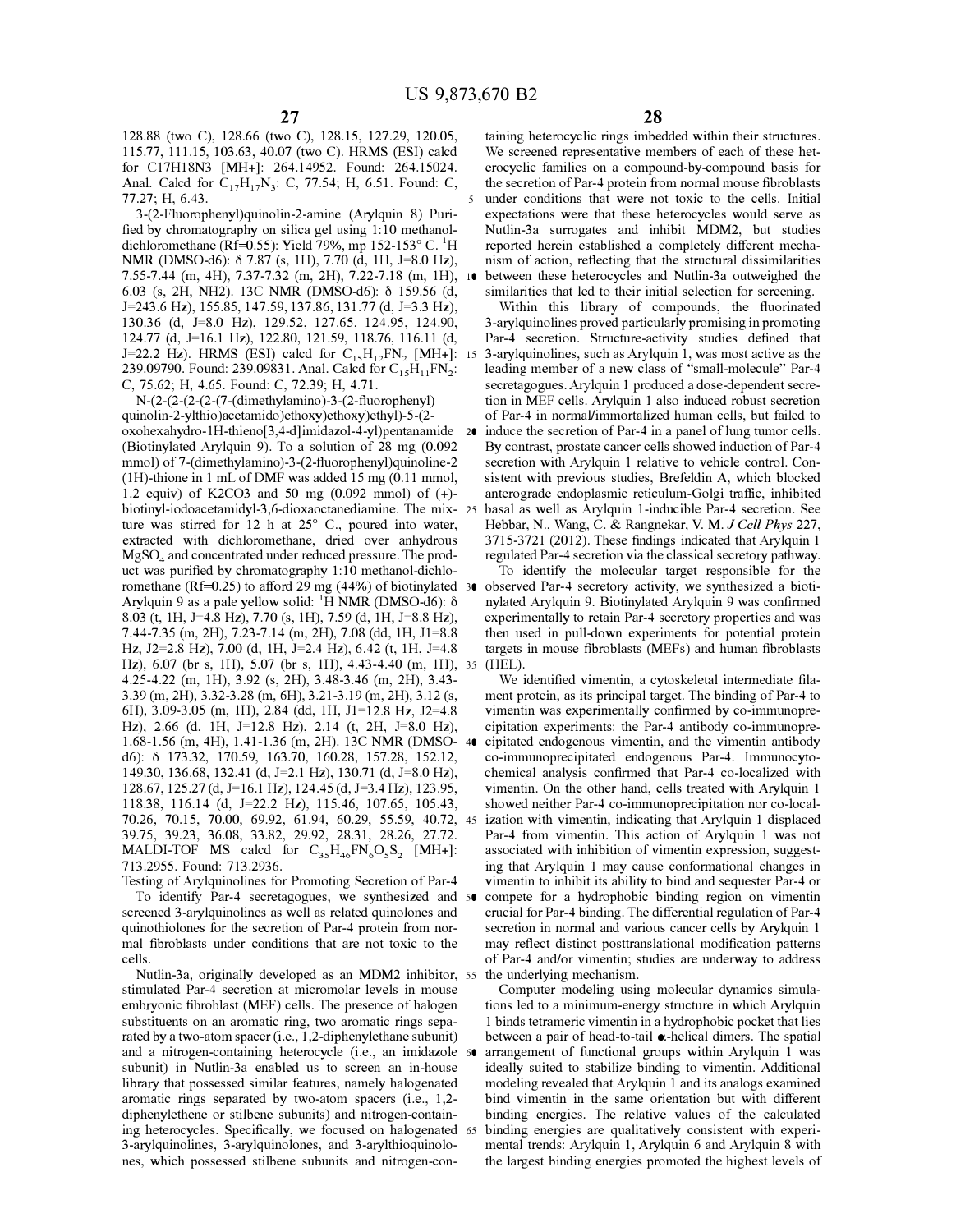128.88 (two C), 128.66 (two C), 128.15, 127.29, 120.05, 115.77, 111.15, 103.63, 40.07 (two C). HRMS (ESI) calcd for C17H18N3 [MH+]: 264.14952. Found: 264.15024. Anal. Calcd for $C_{17}H_{17}N_3$: C, 77.54; H, 6.51. Found: C, 77.27; H, 6.43.

3-(2-Fluorophenyl)quinolin-2-amine (Arylquin 8) Purified by chromatography on silica gel using 1:10 methanol-dichloromethane (Rf=0.55): Yield 79%, mp 152-153° C. $^1$H NMR (DMSO-d6): δ 7.87 (s, 1H), 7.70 (d, 1H, J=8.0 Hz), 7.55-7.44 (m, 4H), 7.37-7.32 (m, 2H), 7.22-7.18 (m, 1H), 6.03 (s, 2H, NH2). 13C NMR (DMSO-d6): δ 159.56 (d, J=243.6 Hz), 155.85, 147.59, 137.86, 131.77 (d, J=3.3 Hz), 130.36 (d, J=8.0 Hz), 129.52, 127.65, 124.95, 124.90, 124.77 (d, J=16.1 Hz), 122.80, 121.59, 118.76, 116.11 (d, J=22.2 Hz). HRMS (ESI) calcd for $C_{15}H_{12}FN_2$ [MH+]: 239.09790. Found: 239.09831. Anal. Calcd for $C_{15}H_{11}FN_2$: C, 75.62; H, 4.65. Found: C, 72.39; H, 4.71.

N-(2-(2-(2-(2-(7-(dimethylamino)-3-(2-fluorophenyl)quinolin-2-ylthio)acetamido)ethoxy)ethoxy)ethyl)-5-(2-oxohexahydro-1H-thieno[3,4-d]imidazol-4-yl)pentanamide (Biotinylated Arylquin 9). To a solution of 28 mg (0.092 mmol) of 7-(dimethylamino)-3-(2-fluorophenyl)quinoline-2(1H)-thione in 1 mL of DMF was added 15 mg (0.11 mmol, 1.2 equiv) of K2CO3 and 50 mg (0.092 mmol) of (+)-biotinyl-iodoacetamidyl-3,6-dioxaoctanediamine. The mixture was stirred for 12 h at 25° C., poured into water, extracted with dichloromethane, dried over anhydrous $MgSO_4$ and concentrated under reduced pressure. The product was purified by chromatography 1:10 methanol-dichloromethane (Rf=0.25) to afford 29 mg (44%) of biotinylated Arylquin 9 as a pale yellow solid: $^1$H NMR (DMSO-d6): δ 8.03 (t, 1H, J=4.8 Hz), 7.70 (s, 1H), 7.59 (d, 1H, J=8.8 Hz), 7.44-7.35 (m, 2H), 7.23-7.14 (m, 2H), 7.08 (dd, 1H, J1=8.8 Hz, J2=2.8 Hz), 7.00 (d, 1H, J=2.4 Hz), 6.42 (t, 1H, J=4.8 Hz), 6.07 (br s, 1H), 5.07 (br s, 1H), 4.43-4.40 (m, 1H), 4.25-4.22 (m, 1H), 3.92 (s, 2H), 3.48-3.46 (m, 2H), 3.43-3.39 (m, 2H), 3.32-3.28 (m, 6H), 3.21-3.19 (m, 2H), 3.12 (s, 6H), 3.09-3.05 (m, 1H), 2.84 (dd, 1H, J1=12.8 Hz, J2=4.8 Hz), 2.66 (d, 1H, J=12.8 Hz), 2.14 (t, 2H, J=8.0 Hz), 1.68-1.56 (m, 4H), 1.41-1.36 (m, 2H). 13C NMR (DMSO-d6): δ 173.32, 170.59, 163.70, 160.28, 157.28, 152.12, 149.30, 136.68, 132.41 (d, J=2.1 Hz), 130.71 (d, J=8.0 Hz), 128.67, 125.27 (d, J=16.1 Hz), 124.45 (d, J=3.4 Hz), 123.95, 118.38, 116.14 (d, J=22.2 Hz), 115.46, 107.65, 105.43, 70.26, 70.15, 70.00, 69.92, 61.94, 60.29, 55.59, 40.72, 39.75, 39.23, 36.08, 33.82, 29.92, 28.31, 28.26, 27.72. MALDI-TOF MS calcd for $C_{35}H_{46}FN_6O_5S_2$ [MH+]: 713.2955. Found: 713.2936.

Testing of Arylquinolines for Promoting Secretion of Par-4

To identify Par-4 secretagogues, we synthesized and screened 3-arylquinolines as well as related quinolones and quinothiolones for the secretion of Par-4 protein from normal fibroblasts under conditions that are not toxic to the cells.

Nutlin-3a, originally developed as an MDM2 inhibitor, stimulated Par-4 secretion at micromolar levels in mouse embryonic fibroblast (MEF) cells. The presence of halogen substituents on an aromatic ring, two aromatic rings separated by a two-atom spacer (i.e., 1,2-diphenylethane subunit) and a nitrogen-containing heterocycle (i.e., an imidazole subunit) in Nutlin-3a enabled us to screen an in-house library that possessed similar features, namely halogenated aromatic rings separated by two-atom spacers (i.e., 1,2-diphenylethene or stilbene subunits) and nitrogen-containing heterocycles. Specifically, we focused on halogenated 3-arylquinolines, 3-arylquinolones, and 3-arylthioquinolones, which possessed stilbene subunits and nitrogen-containing heterocyclic rings imbedded within their structures. We screened representative members of each of these heterocyclic families on a compound-by-compound basis for the secretion of Par-4 protein from normal mouse fibroblasts under conditions that were not toxic to the cells. Initial expectations were that these heterocycles would serve as Nutlin-3a surrogates and inhibit MDM2, but studies reported herein established a completely different mechanism of action, reflecting that the structural dissimilarities between these heterocycles and Nutlin-3a outweighed the similarities that led to their initial selection for screening.

Within this library of compounds, the fluorinated 3-arylquinolines proved particularly promising in promoting Par-4 secretion. Structure-activity studies defined that 3-arylquinolines, such as Arylquin 1, was most active as the leading member of a new class of "small-molecule" Par-4 secretagogues. Arylquin 1 produced a dose-dependent secretion in MEF cells. Arylquin 1 also induced robust secretion of Par-4 in normal/immortalized human cells, but failed to induce the secretion of Par-4 in a panel of lung tumor cells. By contrast, prostate cancer cells showed induction of Par-4 secretion with Arylquin 1 relative to vehicle control. Consistent with previous studies, Brefeldin A, which blocked anterograde endoplasmic reticulum-Golgi traffic, inhibited basal as well as Arylquin 1-inducible Par-4 secretion. See Hebbar, N., Wang, C. & Rangnekar, V. M. *J Cell Phys* 227, 3715-3721 (2012). These findings indicated that Arylquin 1 regulated Par-4 secretion via the classical secretory pathway.

To identify the molecular target responsible for the observed Par-4 secretory activity, we synthesized a biotinylated Arylquin 9. Biotinylated Arylquin 9 was confirmed experimentally to retain Par-4 secretory properties and was then used in pull-down experiments for potential protein targets in mouse fibroblasts (MEFs) and human fibroblasts (HEL).

We identified vimentin, a cytoskeletal intermediate filament protein, as its principal target. The binding of Par-4 to vimentin was experimentally confirmed by co-immunoprecipitation experiments: the Par-4 antibody co-immunoprecipitated endogenous vimentin, and the vimentin antibody co-immunoprecipitated endogenous Par-4. Immunocytochemical analysis confirmed that Par-4 co-localized with vimentin. On the other hand, cells treated with Arylquin 1 showed neither Par-4 co-immunoprecipitation nor co-localization with vimentin, indicating that Arylquin 1 displaced Par-4 from vimentin. This action of Arylquin 1 was not associated with inhibition of vimentin expression, suggesting that Arylquin 1 may cause conformational changes in vimentin to inhibit its ability to bind and sequester Par-4 or compete for a hydrophobic binding region on vimentin crucial for Par-4 binding. The differential regulation of Par-4 secretion in normal and various cancer cells by Arylquin 1 may reflect distinct posttranslational modification patterns of Par-4 and/or vimentin; studies are underway to address the underlying mechanism.

Computer modeling using molecular dynamics simulations led to a minimum-energy structure in which Arylquin 1 binds tetrameric vimentin in a hydrophobic pocket that lies between a pair of head-to-tail α-helical dimers. The spatial arrangement of functional groups within Arylquin 1 was ideally suited to stabilize binding to vimentin. Additional modeling revealed that Arylquin 1 and its analogs examined bind vimentin in the same orientation but with different binding energies. The relative values of the calculated binding energies are qualitatively consistent with experimental trends: Arylquin 1, Arylquin 6 and Arylquin 8 with the largest binding energies promoted the highest levels of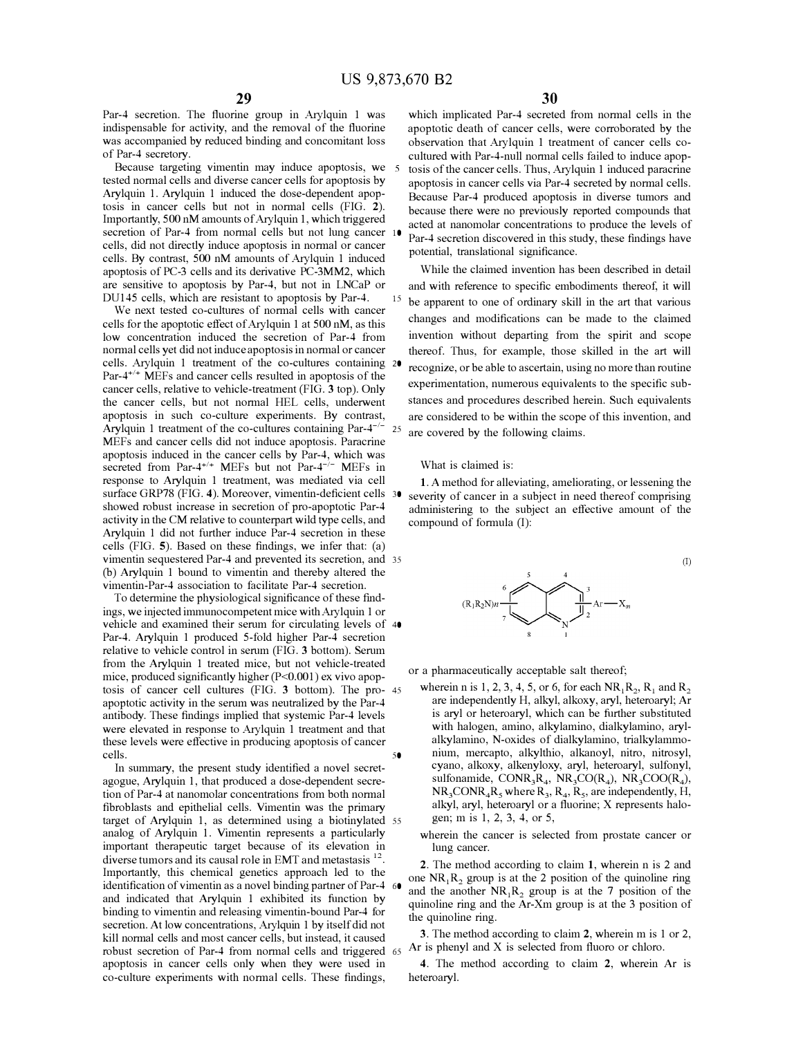Par-4 secretion. The fluorine group in Arylquin 1 was indispensable for activity, and the removal of the fluorine was accompanied by reduced binding and concomitant loss of Par-4 secretory.

Because targeting vimentin may induce apoptosis, we tested normal cells and diverse cancer cells for apoptosis by Arylquin 1. Arylquin 1 induced the dose-dependent apoptosis in cancer cells but not in normal cells (FIG. 2). Importantly, 500 nM amounts of Arylquin 1, which triggered secretion of Par-4 from normal cells but not lung cancer cells, did not directly induce apoptosis in normal or cancer cells. By contrast, 500 nM amounts of Arylquin 1 induced apoptosis of PC-3 cells and its derivative PC-3MM2, which are sensitive to apoptosis by Par-4, but not in LNCaP or DU145 cells, which are resistant to apoptosis by Par-4.

We next tested co-cultures of normal cells with cancer cells for the apoptotic effect of Arylquin 1 at 500 nM, as this low concentration induced the secretion of Par-4 from normal cells yet did not induce apoptosis in normal or cancer cells. Arylquin 1 treatment of the co-cultures containing Par-$4^{+/+}$ MEFs and cancer cells resulted in apoptosis of the cancer cells, relative to vehicle-treatment (FIG. 3 top). Only the cancer cells, but not normal HEL cells, underwent apoptosis in such co-culture experiments. By contrast, Arylquin 1 treatment of the co-cultures containing Par-$4^{-/-}$ MEFs and cancer cells did not induce apoptosis. Paracrine apoptosis induced in the cancer cells by Par-4, which was secreted from Par-$4^{+/+}$ MEFs but not Par-$4^{-/-}$ MEFs in response to Arylquin 1 treatment, was mediated via cell surface GRP78 (FIG. 4). Moreover, vimentin-deficient cells showed robust increase in secretion of pro-apoptotic Par-4 activity in the CM relative to counterpart wild type cells, and Arylquin 1 did not further induce Par-4 secretion in these cells (FIG. 5). Based on these findings, we infer that: (a) vimentin sequestered Par-4 and prevented its secretion, and (b) Arylquin 1 bound to vimentin and thereby altered the vimentin-Par-4 association to facilitate Par-4 secretion.

To determine the physiological significance of these findings, we injected immunocompetent mice with Arylquin 1 or vehicle and examined their serum for circulating levels of Par-4. Arylquin 1 produced 5-fold higher Par-4 secretion relative to vehicle control in serum (FIG. 3 bottom). Serum from the Arylquin 1 treated mice, but not vehicle-treated mice, produced significantly higher ($P<0.001$) ex vivo apoptosis of cancer cell cultures (FIG. 3 bottom). The pro-apoptotic activity in the serum was neutralized by the Par-4 antibody. These findings implied that systemic Par-4 levels were elevated in response to Arylquin 1 treatment and that these levels were effective in producing apoptosis of cancer cells.

In summary, the present study identified a novel secretagogue, Arylquin 1, that produced a dose-dependent secretion of Par-4 at nanomolar concentrations from both normal fibroblasts and epithelial cells. Vimentin was the primary target of Arylquin 1, as determined using a biotinylated analog of Arylquin 1. Vimentin represents a particularly important therapeutic target because of its elevation in diverse tumors and its causal role in EMT and metastasis [12]. Importantly, this chemical genetics approach led to the identification of vimentin as a novel binding partner of Par-4 and indicated that Arylquin 1 exhibited its function by binding to vimentin and releasing vimentin-bound Par-4 for secretion. At low concentrations, Arylquin 1 by itself did not kill normal cells and most cancer cells, but instead, it caused robust secretion of Par-4 from normal cells and triggered apoptosis in cancer cells only when they were used in co-culture experiments with normal cells. These findings, which implicated Par-4 secreted from normal cells in the apoptotic death of cancer cells, were corroborated by the observation that Arylquin 1 treatment of cancer cells co-cultured with Par-4-null normal cells failed to induce apoptosis of the cancer cells. Thus, Arylquin 1 induced paracrine apoptosis in cancer cells via Par-4 secreted by normal cells. Because Par-4 produced apoptosis in diverse tumors and because there were no previously reported compounds that acted at nanomolar concentrations to produce the levels of Par-4 secretion discovered in this study, these findings have potential, translational significance.

While the claimed invention has been described in detail and with reference to specific embodiments thereof, it will be apparent to one of ordinary skill in the art that various changes and modifications can be made to the claimed invention without departing from the spirit and scope thereof. Thus, for example, those skilled in the art will recognize, or be able to ascertain, using no more than routine experimentation, numerous equivalents to the specific substances and procedures described herein. Such equivalents are considered to be within the scope of this invention, and are covered by the following claims.

What is claimed is:

1. A method for alleviating, ameliorating, or lessening the severity of cancer in a subject in need thereof comprising administering to the subject an effective amount of the compound of formula (I):

(I)

$$(R_1R_2N)_n\text{-quinoline-}Ar\text{—}X_m$$

or a pharmaceutically acceptable salt thereof;

wherein n is 1, 2, 3, 4, 5, or 6, for each $NR_1R_2$, $R_1$ and $R_2$ are independently H, alkyl, alkoxy, aryl, heteroaryl; Ar is aryl or heteroaryl, which can be further substituted with halogen, amino, alkylamino, dialkylamino, arylalkylamino, N-oxides of dialkylamino, trialkylammonium, mercapto, alkylthio, alkanoyl, nitro, nitrosyl, cyano, alkoxy, alkenyloxy, aryl, heteroaryl, sulfonyl, sulfonamide, $CONR_3R_4$, $NR_3CO(R_4)$, $NR_3COO(R_4)$, $NR_3CONR_4R_5$ where $R_3$, $R_4$, $R_5$, are independently, H, alkyl, aryl, heteroaryl or a fluorine; X represents halogen; m is 1, 2, 3, 4, or 5,

wherein the cancer is selected from prostate cancer or lung cancer.

2. The method according to claim 1, wherein n is 2 and one $NR_1R_2$ group is at the 2 position of the quinoline ring and the another $NR_1R_2$ group is at the 7 position of the quinoline ring and the Ar-Xm group is at the 3 position of the quinoline ring.

3. The method according to claim 2, wherein m is 1 or 2, Ar is phenyl and X is selected from fluoro or chloro.

4. The method according to claim 2, wherein Ar is heteroaryl.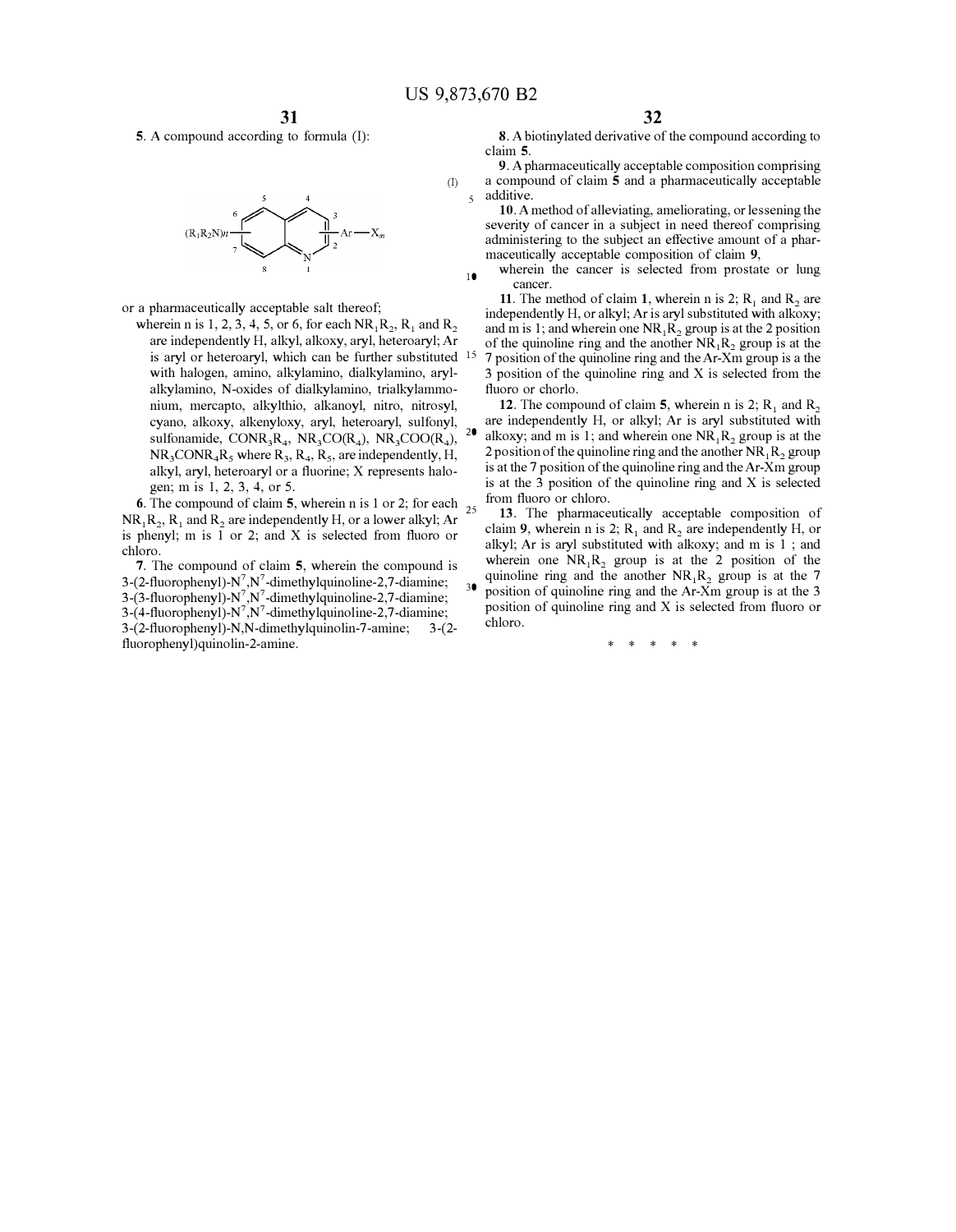5. A compound according to formula (I):

(I)

or a pharmaceutically acceptable salt thereof;

wherein n is 1, 2, 3, 4, 5, or 6, for each $NR_1R_2$, $R_1$ and $R_2$ are independently H, alkyl, alkoxy, aryl, heteroaryl; Ar is aryl or heteroaryl, which can be further substituted with halogen, amino, alkylamino, dialkylamino, arylalkylamino, N-oxides of dialkylamino, trialkylammonium, mercapto, alkylthio, alkanoyl, nitro, nitrosyl, cyano, alkoxy, alkenyloxy, aryl, heteroaryl, sulfonyl, sulfonamide, $CONR_3R_4$, $NR_3CO(R_4)$, $NR_3COO(R_4)$, $NR_3CONR_4R_5$ where $R_3$, $R_4$, $R_5$, are independently, H, alkyl, aryl, heteroaryl or a fluorine; X represents halogen; m is 1, 2, 3, 4, or 5.

6. The compound of claim 5, wherein n is 1 or 2; for each $NR_1R_2$, $R_1$ and $R_2$ are independently H, or a lower alkyl; Ar is phenyl; m is 1 or 2; and X is selected from fluoro or chloro.

7. The compound of claim 5, wherein the compound is 3-(2-fluorophenyl)-$N^7$,$N^7$-dimethylquinoline-2,7-diamine; 3-(3-fluorophenyl)-$N^7$,$N^7$-dimethylquinoline-2,7-diamine; 3-(4-fluorophenyl)-$N^7$,$N^7$-dimethylquinoline-2,7-diamine; 3-(2-fluorophenyl)-N,N-dimethylquinolin-7-amine; 3-(2-fluorophenyl)quinolin-2-amine.

8. A biotinylated derivative of the compound according to claim 5.

9. A pharmaceutically acceptable composition comprising a compound of claim 5 and a pharmaceutically acceptable additive.

10. A method of alleviating, ameliorating, or lessening the severity of cancer in a subject in need thereof comprising administering to the subject an effective amount of a pharmaceutically acceptable composition of claim 9,

wherein the cancer is selected from prostate or lung cancer.

11. The method of claim 1, wherein n is 2; $R_1$ and $R_2$ are independently H, or alkyl; Ar is aryl substituted with alkoxy; and m is 1; and wherein one $NR_1R_2$ group is at the 2 position of the quinoline ring and the another $NR_1R_2$ group is at the 7 position of the quinoline ring and the Ar-Xm group is a the 3 position of the quinoline ring and X is selected from the fluoro or chorlo.

12. The compound of claim 5, wherein n is 2; $R_1$ and $R_2$ are independently H, or alkyl; Ar is aryl substituted with alkoxy; and m is 1; and wherein one $NR_1R_2$ group is at the 2 position of the quinoline ring and the another $NR_1R_2$ group is at the 7 position of the quinoline ring and the Ar-Xm group is at the 3 position of the quinoline ring and X is selected from fluoro or chloro.

13. The pharmaceutically acceptable composition of claim 9, wherein n is 2; $R_1$ and $R_2$ are independently H, or alkyl; Ar is aryl substituted with alkoxy; and m is 1 ; and wherein one $NR_1R_2$ group is at the 2 position of the quinoline ring and the another $NR_1R_2$ group is at the 7 position of quinoline ring and the Ar-Xm group is at the 3 position of quinoline ring and X is selected from fluoro or chloro.

* * * * *